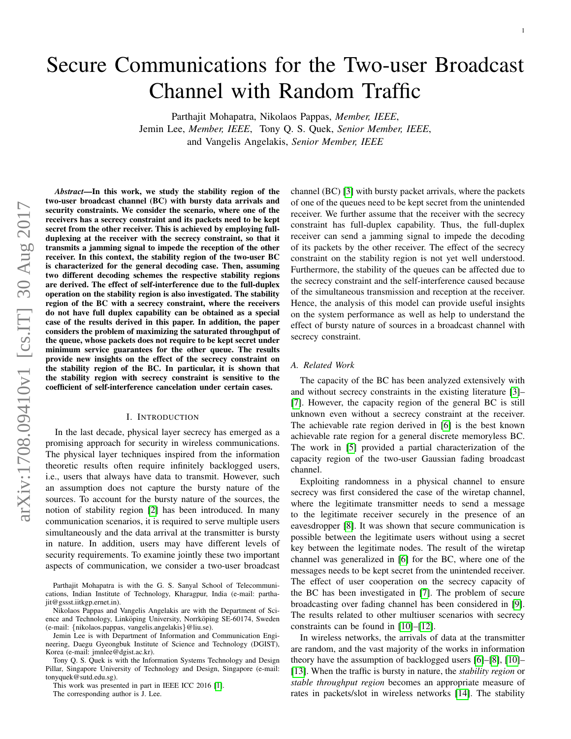# Secure Communications for the Two-user Broadcast Channel with Random Traffic

Parthajit Mohapatra, Nikolaos Pappas, *Member, IEEE*, Jemin Lee, *Member, IEEE*, Tony Q. S. Quek, *Senior Member, IEEE*, and Vangelis Angelakis, *Senior Member, IEEE*

***Abstract*—In this work, we study the stability region of the two-user broadcast channel (BC) with bursty data arrivals and security constraints. We consider the scenario, where one of the receivers has a secrecy constraint and its packets need to be kept secret from the other receiver. This is achieved by employing full-duplexing at the receiver with the secrecy constraint, so that it transmits a jamming signal to impede the reception of the other receiver. In this context, the stability region of the two-user BC is characterized for the general decoding case. Then, assuming two different decoding schemes the respective stability regions are derived. The effect of self-interference due to the full-duplex operation on the stability region is also investigated. The stability region of the BC with a secrecy constraint, where the receivers do not have full duplex capability can be obtained as a special case of the results derived in this paper. In addition, the paper considers the problem of maximizing the saturated throughput of the queue, whose packets does not require to be kept secret under minimum service guarantees for the other queue. The results provide new insights on the effect of the secrecy constraint on the stability region of the BC. In particular, it is shown that the stability region with secrecy constraint is sensitive to the coefficient of self-interference cancelation under certain cases.**

## I. Introduction

In the last decade, physical layer secrecy has emerged as a promising approach for security in wireless communications. The physical layer techniques inspired from the information theoretic results often require infinitely backlogged users, i.e., users that always have data to transmit. However, such an assumption does not capture the bursty nature of the sources. To account for the bursty nature of the sources, the notion of stability region [2] has been introduced. In many communication scenarios, it is required to serve multiple users simultaneously and the data arrival at the transmitter is bursty in nature. In addition, users may have different levels of security requirements. To examine jointly these two important aspects of communication, we consider a two-user broadcast channel (BC) [3] with bursty packet arrivals, where the packets of one of the queues need to be kept secret from the unintended receiver. We further assume that the receiver with the secrecy constraint has full-duplex capability. Thus, the full-duplex receiver can send a jamming signal to impede the decoding of its packets by the other receiver. The effect of the secrecy constraint on the stability region is not yet well understood. Furthermore, the stability of the queues can be affected due to the secrecy constraint and the self-interference caused because of the simultaneous transmission and reception at the receiver. Hence, the analysis of this model can provide useful insights on the system performance as well as help to understand the effect of bursty nature of sources in a broadcast channel with secrecy constraint.

### A. Related Work

The capacity of the BC has been analyzed extensively with and without secrecy constraints in the existing literature [3]–[7]. However, the capacity region of the general BC is still unknown even without a secrecy constraint at the receiver. The achievable rate region derived in [6] is the best known achievable rate region for a general discrete memoryless BC. The work in [5] provided a partial characterization of the capacity region of the two-user Gaussian fading broadcast channel.

Exploiting randomness in a physical channel to ensure secrecy was first considered the case of the wiretap channel, where the legitimate transmitter needs to send a message to the legitimate receiver securely in the presence of an eavesdropper [8]. It was shown that secure communication is possible between the legitimate users without using a secret key between the legitimate nodes. The result of the wiretap channel was generalized in [6] for the BC, where one of the messages needs to be kept secret from the unintended receiver. The effect of user cooperation on the secrecy capacity of the BC has been investigated in [7]. The problem of secure broadcasting over fading channel has been considered in [9]. The results related to other multiuser scenarios with secrecy constraints can be found in [10]–[12].

In wireless networks, the arrivals of data at the transmitter are random, and the vast majority of the works in information theory have the assumption of backlogged users [6]–[8], [10]–[13]. When the traffic is bursty in nature, the *stability region* or *stable throughput region* becomes an appropriate measure of rates in packets/slot in wireless networks [14]. The stability

Parthajit Mohapatra is with the G. S. Sanyal School of Telecommunications, Indian Institute of Technology, Kharagpur, India (e-mail: parthajit@gssst.iitkgp.ernet.in).

Nikolaos Pappas and Vangelis Angelakis are with the Department of Science and Technology, Linköping University, Norrköping SE-60174, Sweden (e-mail: {nikolaos.pappas, vangelis.angelakis}@liu.se).

Jemin Lee is with Department of Information and Communication Engineering, Daegu Gyeongbuk Institute of Science and Technology (DGIST), Korea (e-mail: jmnlee@dgist.ac.kr).

Tony Q. S. Quek is with the Information Systems Technology and Design Pillar, Singapore University of Technology and Design, Singapore (e-mail: tonyquek@sutd.edu.sg).

This work was presented in part in IEEE ICC 2016 [1].

The corresponding author is J. Lee.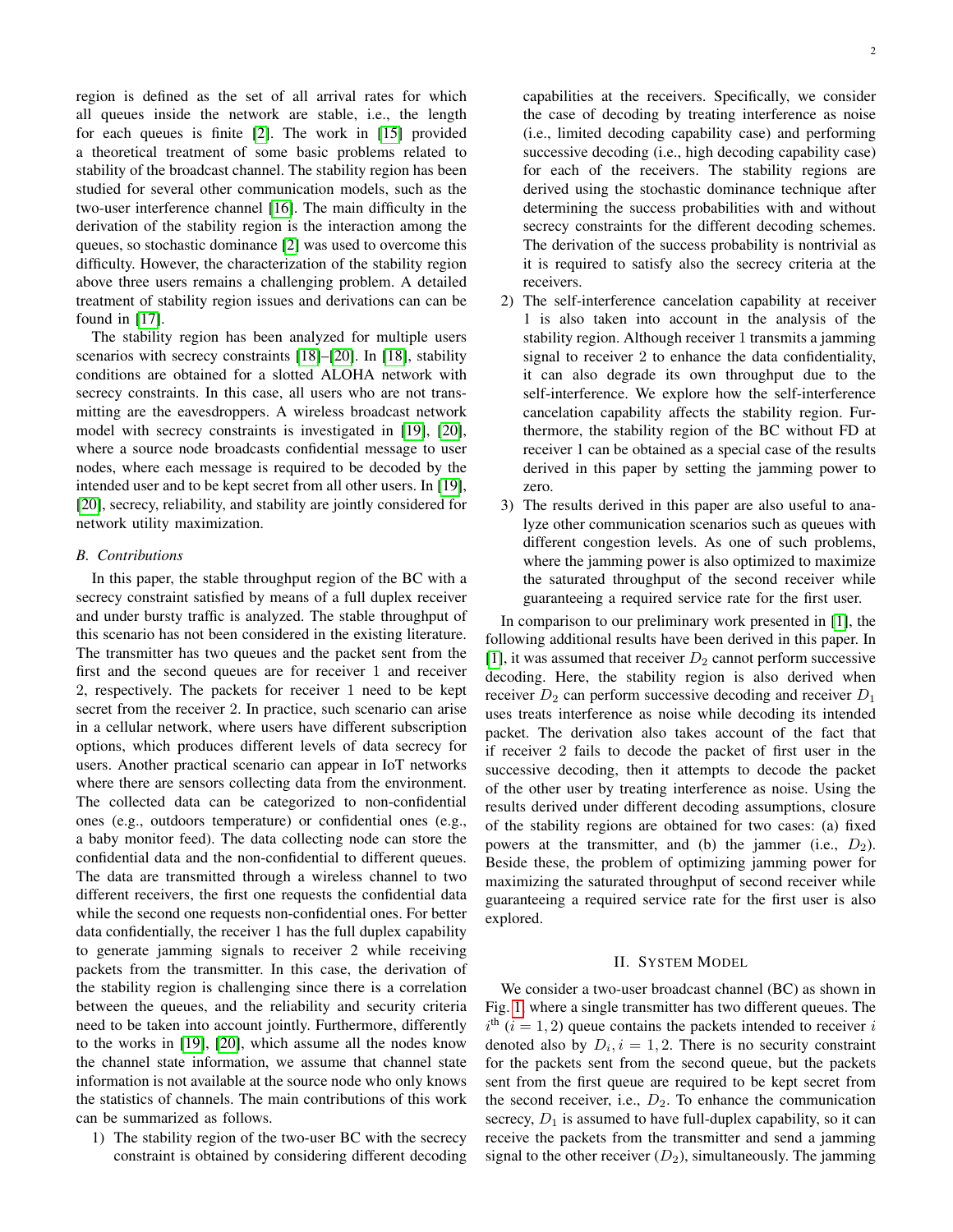region is defined as the set of all arrival rates for which all queues inside the network are stable, i.e., the length for each queues is finite [2]. The work in [15] provided a theoretical treatment of some basic problems related to stability of the broadcast channel. The stability region has been studied for several other communication models, such as the two-user interference channel [16]. The main difficulty in the derivation of the stability region is the interaction among the queues, so stochastic dominance [2] was used to overcome this difficulty. However, the characterization of the stability region above three users remains a challenging problem. A detailed treatment of stability region issues and derivations can can be found in [17].

The stability region has been analyzed for multiple users scenarios with secrecy constraints [18]–[20]. In [18], stability conditions are obtained for a slotted ALOHA network with secrecy constraints. In this case, all users who are not transmitting are the eavesdroppers. A wireless broadcast network model with secrecy constraints is investigated in [19], [20], where a source node broadcasts confidential message to user nodes, where each message is required to be decoded by the intended user and to be kept secret from all other users. In [19], [20], secrecy, reliability, and stability are jointly considered for network utility maximization.

### B. Contributions

In this paper, the stable throughput region of the BC with a secrecy constraint satisfied by means of a full duplex receiver and under bursty traffic is analyzed. The stable throughput of this scenario has not been considered in the existing literature. The transmitter has two queues and the packet sent from the first and the second queues are for receiver 1 and receiver 2, respectively. The packets for receiver 1 need to be kept secret from the receiver 2. In practice, such scenario can arise in a cellular network, where users have different subscription options, which produces different levels of data secrecy for users. Another practical scenario can appear in IoT networks where there are sensors collecting data from the environment. The collected data can be categorized to non-confidential ones (e.g., outdoors temperature) or confidential ones (e.g., a baby monitor feed). The data collecting node can store the confidential data and the non-confidential to different queues. The data are transmitted through a wireless channel to two different receivers, the first one requests the confidential data while the second one requests non-confidential ones. For better data confidentially, the receiver 1 has the full duplex capability to generate jamming signals to receiver 2 while receiving packets from the transmitter. In this case, the derivation of the stability region is challenging since there is a correlation between the queues, and the reliability and security criteria need to be taken into account jointly. Furthermore, differently to the works in [19], [20], which assume all the nodes know the channel state information, we assume that channel state information is not available at the source node who only knows the statistics of channels. The main contributions of this work can be summarized as follows.

1) The stability region of the two-user BC with the secrecy constraint is obtained by considering different decoding capabilities at the receivers. Specifically, we consider the case of decoding by treating interference as noise (i.e., limited decoding capability case) and performing successive decoding (i.e., high decoding capability case) for each of the receivers. The stability regions are derived using the stochastic dominance technique after determining the success probabilities with and without secrecy constraints for the different decoding schemes. The derivation of the success probability is nontrivial as it is required to satisfy also the secrecy criteria at the receivers.
2) The self-interference cancelation capability at receiver 1 is also taken into account in the analysis of the stability region. Although receiver 1 transmits a jamming signal to receiver 2 to enhance the data confidentiality, it can also degrade its own throughput due to the self-interference. We explore how the self-interference cancelation capability affects the stability region. Furthermore, the stability region of the BC without FD at receiver 1 can be obtained as a special case of the results derived in this paper by setting the jamming power to zero.
3) The results derived in this paper are also useful to analyze other communication scenarios such as queues with different congestion levels. As one of such problems, where the jamming power is also optimized to maximize the saturated throughput of the second receiver while guaranteeing a required service rate for the first user.

In comparison to our preliminary work presented in [1], the following additional results have been derived in this paper. In [1], it was assumed that receiver $D_2$ cannot perform successive decoding. Here, the stability region is also derived when receiver $D_2$ can perform successive decoding and receiver $D_1$ uses treats interference as noise while decoding its intended packet. The derivation also takes account of the fact that if receiver 2 fails to decode the packet of first user in the successive decoding, then it attempts to decode the packet of the other user by treating interference as noise. Using the results derived under different decoding assumptions, closure of the stability regions are obtained for two cases: (a) fixed powers at the transmitter, and (b) the jammer (i.e., $D_2$). Beside these, the problem of optimizing jamming power for maximizing the saturated throughput of second receiver while guaranteeing a required service rate for the first user is also explored.

## II. System Model

We consider a two-user broadcast channel (BC) as shown in Fig. 1, where a single transmitter has two different queues. The $i^{\text{th}}$ ($i = 1, 2$) queue contains the packets intended to receiver $i$ denoted also by $D_i, i = 1, 2$. There is no security constraint for the packets sent from the second queue, but the packets sent from the first queue are required to be kept secret from the second receiver, i.e., $D_2$. To enhance the communication secrecy, $D_1$ is assumed to have full-duplex capability, so it can receive the packets from the transmitter and send a jamming signal to the other receiver ($D_2$), simultaneously. The jamming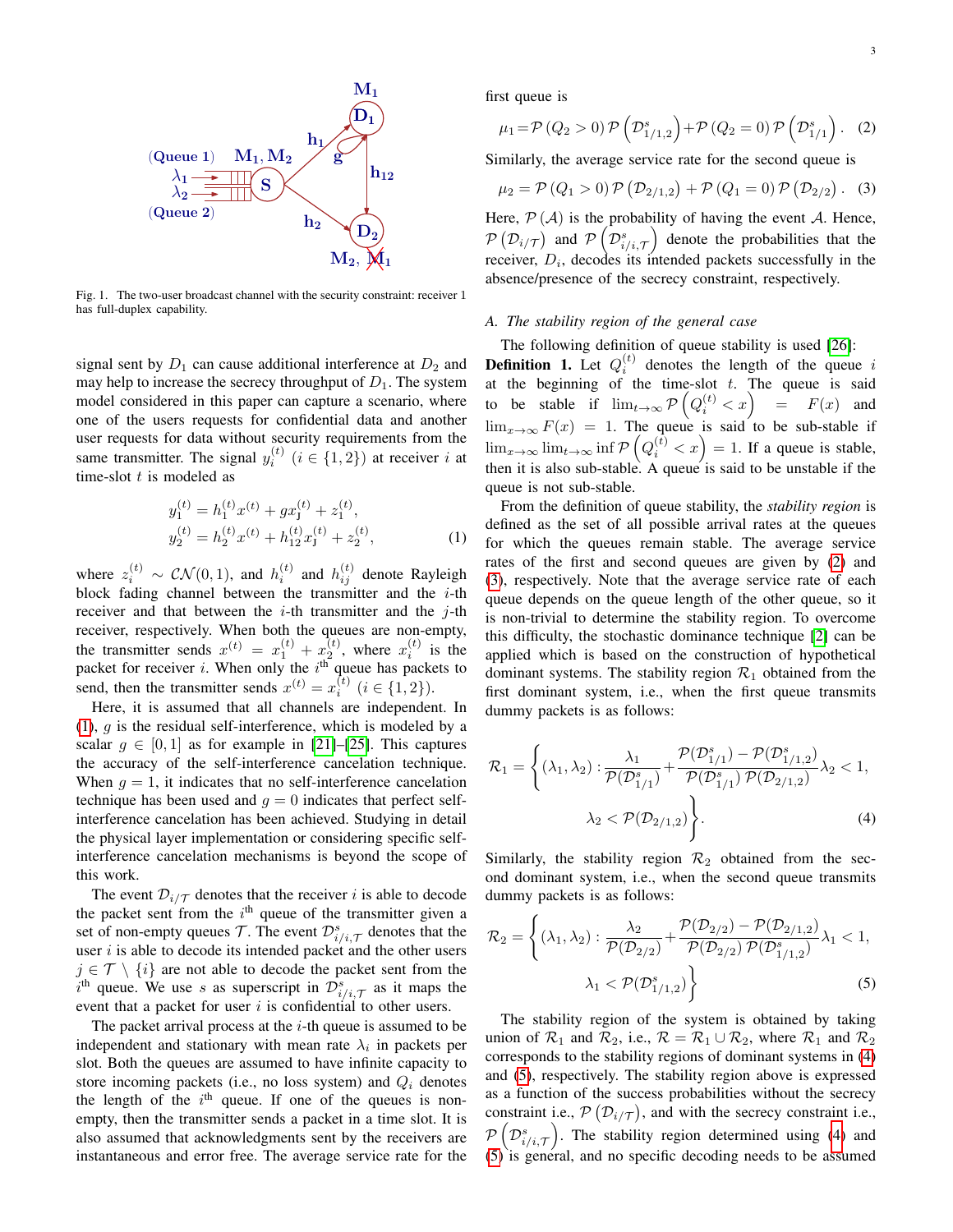Fig. 1. The two-user broadcast channel with the security constraint: receiver 1 has full-duplex capability.

signal sent by $D_1$ can cause additional interference at $D_2$ and may help to increase the secrecy throughput of $D_1$. The system model considered in this paper can capture a scenario, where one of the users requests for confidential data and another user requests for data without security requirements from the same transmitter. The signal $y_i^{(t)}$ $(i \in \{1, 2\})$ at receiver $i$ at time-slot $t$ is modeled as

$$
\begin{aligned}
y_1^{(t)} &= h_1^{(t)} x^{(t)} + g x_{\mathrm{J}}^{(t)} + z_1^{(t)}, \\
y_2^{(t)} &= h_2^{(t)} x^{(t)} + h_{12}^{(t)} x_{\mathrm{J}}^{(t)} + z_2^{(t)},
\end{aligned} \tag{1}
$$

where $z_i^{(t)} \sim \mathcal{CN}(0, 1)$, and $h_i^{(t)}$ and $h_{ij}^{(t)}$ denote Rayleigh block fading channel between the transmitter and the $i$-th receiver and that between the $i$-th transmitter and the $j$-th receiver, respectively. When both the queues are non-empty, the transmitter sends $x^{(t)} = x_1^{(t)} + x_2^{(t)}$, where $x_i^{(t)}$ is the packet for receiver $i$. When only the $i^{\text{th}}$ queue has packets to send, then the transmitter sends $x^{(t)} = x_i^{(t)}$ $(i \in \{1, 2\})$.

Here, it is assumed that all channels are independent. In (1), $g$ is the residual self-interference, which is modeled by a scalar $g \in [0, 1]$ as for example in [21]–[25]. This captures the accuracy of the self-interference cancelation technique. When $g = 1$, it indicates that no self-interference cancelation technique has been used and $g = 0$ indicates that perfect self-interference cancelation has been achieved. Studying in detail the physical layer implementation or considering specific self-interference cancelation mechanisms is beyond the scope of this work.

The event $\mathcal{D}_{i/\mathcal{T}}$ denotes that the receiver $i$ is able to decode the packet sent from the $i^{\text{th}}$ queue of the transmitter given a set of non-empty queues $\mathcal{T}$. The event $\mathcal{D}^s_{i/i,\mathcal{T}}$ denotes that the user $i$ is able to decode its intended packet and the other users $j \in \mathcal{T} \setminus \{i\}$ are not able to decode the packet sent from the $i^{\text{th}}$ queue. We use $s$ as superscript in $\mathcal{D}^s_{i/i,\mathcal{T}}$ as it maps the event that a packet for user $i$ is confidential to other users.

The packet arrival process at the $i$-th queue is assumed to be independent and stationary with mean rate $\lambda_i$ in packets per slot. Both the queues are assumed to have infinite capacity to store incoming packets (i.e., no loss system) and $Q_i$ denotes the length of the $i^{\text{th}}$ queue. If one of the queues is non-empty, then the transmitter sends a packet in a time slot. It is also assumed that acknowledgments sent by the receivers are instantaneous and error free. The average service rate for the first queue is

$$
\mu_1 = \mathcal{P}(Q_2 > 0)\, \mathcal{P}\left(\mathcal{D}^s_{1/1,2}\right) + \mathcal{P}(Q_2 = 0)\, \mathcal{P}\left(\mathcal{D}^s_{1/1}\right). \tag{2}
$$

Similarly, the average service rate for the second queue is

$$
\mu_2 = \mathcal{P}(Q_1 > 0)\, \mathcal{P}\left(\mathcal{D}_{2/1,2}\right) + \mathcal{P}(Q_1 = 0)\, \mathcal{P}\left(\mathcal{D}_{2/2}\right). \tag{3}
$$

Here, $\mathcal{P}(\mathcal{A})$ is the probability of having the event $\mathcal{A}$. Hence, $\mathcal{P}\left(\mathcal{D}_{i/\mathcal{T}}\right)$ and $\mathcal{P}\left(\mathcal{D}^s_{i/i,\mathcal{T}}\right)$ denote the probabilities that the receiver, $D_i$, decodes its intended packets successfully in the absence/presence of the secrecy constraint, respectively.

### A. The stability region of the general case

The following definition of queue stability is used [26]:

**Definition 1.** Let $Q_i^{(t)}$ denotes the length of the queue $i$ at the beginning of the time-slot $t$. The queue is said to be stable if $\lim_{t\to\infty} \mathcal{P}\left(Q_i^{(t)} < x\right) = F(x)$ and $\lim_{x\to\infty} F(x) = 1$. The queue is said to be sub-stable if $\lim_{x\to\infty} \lim_{t\to\infty} \inf \mathcal{P}\left(Q_i^{(t)} < x\right) = 1$. If a queue is stable, then it is also sub-stable. A queue is said to be unstable if the queue is not sub-stable.

From the definition of queue stability, the *stability region* is defined as the set of all possible arrival rates at the queues for which the queues remain stable. The average service rates of the first and second queues are given by (2) and (3), respectively. Note that the average service rate of each queue depends on the queue length of the other queue, so it is non-trivial to determine the stability region. To overcome this difficulty, the stochastic dominance technique [2] can be applied which is based on the construction of hypothetical dominant systems. The stability region $\mathcal{R}_1$ obtained from the first dominant system, i.e., when the first queue transmits dummy packets is as follows:

$$
\mathcal{R}_1 = \left\{ (\lambda_1, \lambda_2) : \frac{\lambda_1}{\mathcal{P}(\mathcal{D}^s_{1/1})} + \frac{\mathcal{P}(\mathcal{D}^s_{1/1}) - \mathcal{P}(\mathcal{D}^s_{1/1,2})}{\mathcal{P}(\mathcal{D}^s_{1/1})\, \mathcal{P}(\mathcal{D}_{2/1,2})} \lambda_2 < 1, \right.
$$
$$
\left. \lambda_2 < \mathcal{P}(\mathcal{D}_{2/1,2}) \right\}. \tag{4}
$$

Similarly, the stability region $\mathcal{R}_2$ obtained from the second dominant system, i.e., when the second queue transmits dummy packets is as follows:

$$
\mathcal{R}_2 = \left\{ (\lambda_1, \lambda_2) : \frac{\lambda_2}{\mathcal{P}(\mathcal{D}_{2/2})} + \frac{\mathcal{P}(\mathcal{D}_{2/2}) - \mathcal{P}(\mathcal{D}_{2/1,2})}{\mathcal{P}(\mathcal{D}_{2/2})\, \mathcal{P}(\mathcal{D}^s_{1/1,2})} \lambda_1 < 1, \right.
$$
$$
\left. \lambda_1 < \mathcal{P}(\mathcal{D}^s_{1/1,2}) \right\} \tag{5}
$$

The stability region of the system is obtained by taking union of $\mathcal{R}_1$ and $\mathcal{R}_2$, i.e., $\mathcal{R} = \mathcal{R}_1 \cup \mathcal{R}_2$, where $\mathcal{R}_1$ and $\mathcal{R}_2$ corresponds to the stability regions of dominant systems in (4) and (5), respectively. The stability region above is expressed as a function of the success probabilities without the secrecy constraint i.e., $\mathcal{P}\left(\mathcal{D}_{i/\mathcal{T}}\right)$, and with the secrecy constraint i.e., $\mathcal{P}\left(\mathcal{D}^s_{i/i,\mathcal{T}}\right)$. The stability region determined using (4) and (5) is general, and no specific decoding needs to be assumed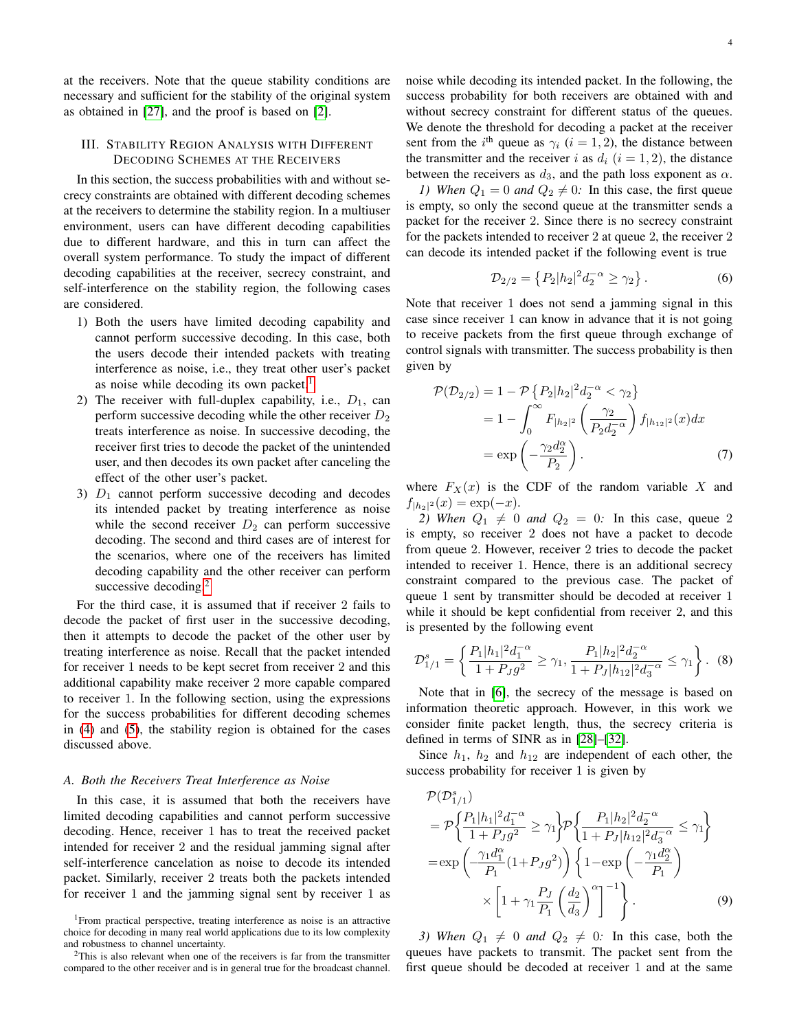at the receivers. Note that the queue stability conditions are necessary and sufficient for the stability of the original system as obtained in [27], and the proof is based on [2].

## III. Stability Region Analysis with Different Decoding Schemes at the Receivers

In this section, the success probabilities with and without secrecy constraints are obtained with different decoding schemes at the receivers to determine the stability region. In a multiuser environment, users can have different decoding capabilities due to different hardware, and this in turn can affect the overall system performance. To study the impact of different decoding capabilities at the receiver, secrecy constraint, and self-interference on the stability region, the following cases are considered.

1) Both the users have limited decoding capability and cannot perform successive decoding. In this case, both the users decode their intended packets with treating interference as noise, i.e., they treat other user's packet as noise while decoding its own packet.[1]
2) The receiver with full-duplex capability, i.e., $D_1$, can perform successive decoding while the other receiver $D_2$ treats interference as noise. In successive decoding, the receiver first tries to decode the packet of the unintended user, and then decodes its own packet after canceling the effect of the other user's packet.
3) $D_1$ cannot perform successive decoding and decodes its intended packet by treating interference as noise while the second receiver $D_2$ can perform successive decoding. The second and third cases are of interest for the scenarios, where one of the receivers has limited decoding capability and the other receiver can perform successive decoding.[2]

For the third case, it is assumed that if receiver 2 fails to decode the packet of first user in the successive decoding, then it attempts to decode the packet of the other user by treating interference as noise. Recall that the packet intended for receiver 1 needs to be kept secret from receiver 2 and this additional capability make receiver 2 more capable compared to receiver 1. In the following section, using the expressions for the success probabilities for different decoding schemes in (4) and (5), the stability region is obtained for the cases discussed above.

### A. Both the Receivers Treat Interference as Noise

In this case, it is assumed that both the receivers have limited decoding capabilities and cannot perform successive decoding. Hence, receiver 1 has to treat the received packet intended for receiver 2 and the residual jamming signal after self-interference cancelation as noise to decode its intended packet. Similarly, receiver 2 treats both the packets intended for receiver 1 and the jamming signal sent by receiver 1 as noise while decoding its intended packet. In the following, the success probability for both receivers are obtained with and without secrecy constraint for different status of the queues. We denote the threshold for decoding a packet at the receiver sent from the $i^{\text{th}}$ queue as $\gamma_i$ $(i = 1, 2)$, the distance between the transmitter and the receiver $i$ as $d_i$ $(i = 1, 2)$, the distance between the receivers as $d_3$, and the path loss exponent as $\alpha$.

*1) When $Q_1 = 0$ and $Q_2 \neq 0$:* In this case, the first queue is empty, so only the second queue at the transmitter sends a packet for the receiver 2. Since there is no secrecy constraint for the packets intended to receiver 2 at queue 2, the receiver 2 can decode its intended packet if the following event is true

$$\mathcal{D}_{2/2} = \left\{ P_2 |h_2|^2 d_2^{-\alpha} \geq \gamma_2 \right\}. \tag{6}$$

Note that receiver 1 does not send a jamming signal in this case since receiver 1 can know in advance that it is not going to receive packets from the first queue through exchange of control signals with transmitter. The success probability is then given by

$$\begin{aligned}
\mathcal{P}(\mathcal{D}_{2/2}) &= 1 - \mathcal{P}\left\{ P_2 |h_2|^2 d_2^{-\alpha} < \gamma_2 \right\} \\
&= 1 - \int_0^\infty F_{|h_2|^2}\left( \frac{\gamma_2}{P_2 d_2^{-\alpha}} \right) f_{|h_{12}|^2}(x) dx \\
&= \exp\left( -\frac{\gamma_2 d_2^{\alpha}}{P_2} \right).
\end{aligned} \tag{7}$$

where $F_X(x)$ is the CDF of the random variable $X$ and $f_{|h_2|^2}(x) = \exp(-x)$.

*2) When $Q_1 \neq 0$ and $Q_2 = 0$:* In this case, queue 2 is empty, so receiver 2 does not have a packet to decode from queue 2. However, receiver 2 tries to decode the packet intended to receiver 1. Hence, there is an additional secrecy constraint compared to the previous case. The packet of queue 1 sent by transmitter should be decoded at receiver 1 while it should be kept confidential from receiver 2, and this is presented by the following event

$$\mathcal{D}^s_{1/1} = \left\{ \frac{P_1 |h_1|^2 d_1^{-\alpha}}{1 + P_J g^2} \geq \gamma_1, \frac{P_1 |h_2|^2 d_2^{-\alpha}}{1 + P_J |h_{12}|^2 d_3^{-\alpha}} \leq \gamma_1 \right\}. \tag{8}$$

Note that in [6], the secrecy of the message is based on information theoretic approach. However, in this work we consider finite packet length, thus, the secrecy criteria is defined in terms of SINR as in [28]–[32].

Since $h_1$, $h_2$ and $h_{12}$ are independent of each other, the success probability for receiver 1 is given by

$$\begin{aligned}
&\mathcal{P}(\mathcal{D}^s_{1/1}) \\
&= \mathcal{P}\left\{ \frac{P_1 |h_1|^2 d_1^{-\alpha}}{1 + P_J g^2} \geq \gamma_1 \right\} \mathcal{P}\left\{ \frac{P_1 |h_2|^2 d_2^{-\alpha}}{1 + P_J |h_{12}|^2 d_3^{-\alpha}} \leq \gamma_1 \right\} \\
&= \exp\left( -\frac{\gamma_1 d_1^{\alpha}}{P_1} (1 + P_J g^2) \right) \left\{ 1 - \exp\left( -\frac{\gamma_1 d_2^{\alpha}}{P_1} \right) \right. \\
&\qquad \left. \times \left[ 1 + \gamma_1 \frac{P_J}{P_1} \left( \frac{d_2}{d_3} \right)^{\alpha} \right]^{-1} \right\}.
\end{aligned} \tag{9}$$

*3) When $Q_1 \neq 0$ and $Q_2 \neq 0$:* In this case, both the queues have packets to transmit. The packet sent from the first queue should be decoded at receiver 1 and at the same

[1] From practical perspective, treating interference as noise is an attractive choice for decoding in many real world applications due to its low complexity and robustness to channel uncertainty.

[2] This is also relevant when one of the receivers is far from the transmitter compared to the other receiver and is in general true for the broadcast channel.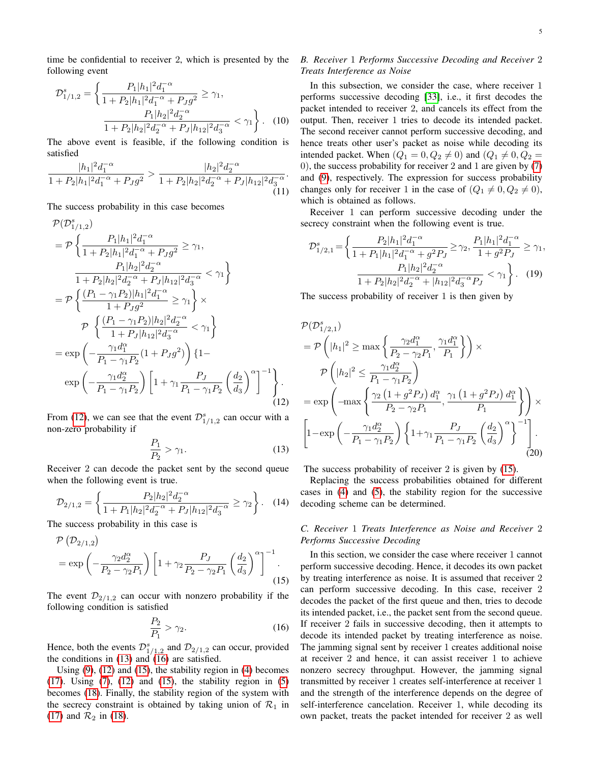time be confidential to receiver 2, which is presented by the following event

$$\mathcal{D}^s_{1/1,2} = \left\{ \frac{P_1|h_1|^2 d_1^{-\alpha}}{1 + P_2|h_1|^2 d_1^{-\alpha} + P_J g^2} \geq \gamma_1, \frac{P_1|h_2|^2 d_2^{-\alpha}}{1 + P_2|h_2|^2 d_2^{-\alpha} + P_J |h_{12}|^2 d_3^{-\alpha}} < \gamma_1 \right\}. \quad (10)$$

The above event is feasible, if the following condition is satisfied

$$\frac{|h_1|^2 d_1^{-\alpha}}{1 + P_2|h_1|^2 d_1^{-\alpha} + P_J g^2} > \frac{|h_2|^2 d_2^{-\alpha}}{1 + P_2|h_2|^2 d_2^{-\alpha} + P_J |h_{12}|^2 d_3^{-\alpha}}. \quad (11)$$

The success probability in this case becomes

$$\begin{aligned}
&\mathcal{P}(\mathcal{D}^s_{1/1,2}) \\
&= \mathcal{P}\left\{ \frac{P_1|h_1|^2 d_1^{-\alpha}}{1 + P_2|h_1|^2 d_1^{-\alpha} + P_J g^2} \geq \gamma_1, \frac{P_1|h_2|^2 d_2^{-\alpha}}{1 + P_2|h_2|^2 d_2^{-\alpha} + P_J |h_{12}|^2 d_3^{-\alpha}} < \gamma_1 \right\} \\
&= \mathcal{P}\left\{ \frac{(P_1 - \gamma_1 P_2)|h_1|^2 d_1^{-\alpha}}{1 + P_J g^2} \geq \gamma_1 \right\} \times \mathcal{P}\left\{ \frac{(P_1 - \gamma_1 P_2)|h_2|^2 d_2^{-\alpha}}{1 + P_J |h_{12}|^2 d_3^{-\alpha}} < \gamma_1 \right\} \\
&= \exp\left( -\frac{\gamma_1 d_1^{\alpha}}{P_1 - \gamma_1 P_2}(1 + P_J g^2) \right) \Bigg\{ 1 - \exp\left( -\frac{\gamma_1 d_2^{\alpha}}{P_1 - \gamma_1 P_2} \right) \left[ 1 + \gamma_1 \frac{P_J}{P_1 - \gamma_1 P_2} \left( \frac{d_2}{d_3} \right)^{\alpha} \right]^{-1} \Bigg\}.
\end{aligned} \quad (12)$$

From (12), we can see that the event $\mathcal{D}^s_{1/1,2}$ can occur with a non-zero probability if

$$\frac{P_1}{P_2} > \gamma_1. \quad (13)$$

Receiver 2 can decode the packet sent by the second queue when the following event is true.

$$\mathcal{D}_{2/1,2} = \left\{ \frac{P_2|h_2|^2 d_2^{-\alpha}}{1 + P_1|h_2|^2 d_2^{-\alpha} + P_J |h_{12}|^2 d_3^{-\alpha}} \geq \gamma_2 \right\}. \quad (14)$$

The success probability in this case is

$$\begin{aligned}
&\mathcal{P}\left(\mathcal{D}_{2/1,2}\right) \\
&= \exp\left( -\frac{\gamma_2 d_2^{\alpha}}{P_2 - \gamma_2 P_1} \right) \left[ 1 + \gamma_2 \frac{P_J}{P_2 - \gamma_2 P_1} \left( \frac{d_2}{d_3} \right)^{\alpha} \right]^{-1}.
\end{aligned} \quad (15)$$

The event $\mathcal{D}_{2/1,2}$ can occur with nonzero probability if the following condition is satisfied

$$\frac{P_2}{P_1} > \gamma_2. \quad (16)$$

Hence, both the events $\mathcal{D}^s_{1/1,2}$ and $\mathcal{D}_{2/1,2}$ can occur, provided the conditions in (13) and (16) are satisfied.

Using (9), (12) and (15), the stability region in (4) becomes (17). Using (7), (12) and (15), the stability region in (5) becomes (18). Finally, the stability region of the system with the secrecy constraint is obtained by taking union of $\mathcal{R}_1$ in (17) and $\mathcal{R}_2$ in (18).

### *B. Receiver 1 Performs Successive Decoding and Receiver 2 Treats Interference as Noise*

In this subsection, we consider the case, where receiver 1 performs successive decoding [33], i.e., it first decodes the packet intended to receiver 2, and cancels its effect from the output. Then, receiver 1 tries to decode its intended packet. The second receiver cannot perform successive decoding, and hence treats other user's packet as noise while decoding its intended packet. When $(Q_1 = 0, Q_2 \neq 0)$ and $(Q_1 \neq 0, Q_2 = 0)$, the success probability for receiver 2 and 1 are given by (7) and (9), respectively. The expression for success probability changes only for receiver 1 in the case of $(Q_1 \neq 0, Q_2 \neq 0)$, which is obtained as follows.

Receiver 1 can perform successive decoding under the secrecy constraint when the following event is true.

$$\mathcal{D}^s_{1/2,1} = \left\{ \frac{P_2|h_1|^2 d_1^{-\alpha}}{1 + P_1|h_1|^2 d_1^{-\alpha} + g^2 P_J} \geq \gamma_2, \frac{P_1|h_1|^2 d_1^{-\alpha}}{1 + g^2 P_J} \geq \gamma_1, \frac{P_1|h_2|^2 d_2^{-\alpha}}{1 + P_2|h_2|^2 d_2^{-\alpha} + |h_{12}|^2 d_3^{-\alpha} P_J} < \gamma_1 \right\}. \quad (19)$$

The success probability of receiver 1 is then given by

$$\begin{aligned}
&\mathcal{P}(\mathcal{D}^s_{1/2,1}) \\
&= \mathcal{P}\left( |h_1|^2 \geq \max\left\{ \frac{\gamma_2 d_1^{\alpha}}{P_2 - \gamma_2 P_1}, \frac{\gamma_1 d_1^{\alpha}}{P_1} \right\} \right) \times \mathcal{P}\left( |h_2|^2 \leq \frac{\gamma_1 d_2^{\alpha}}{P_1 - \gamma_1 P_2} \right) \\
&= \exp\left( -\max\left\{ \frac{\gamma_2 \left(1 + g^2 P_J\right) d_1^{\alpha}}{P_2 - \gamma_2 P_1}, \frac{\gamma_1 \left(1 + g^2 P_J\right) d_1^{\alpha}}{P_1} \right\} \right) \times \\
&\quad \left[ 1 - \exp\left( -\frac{\gamma_1 d_2^{\alpha}}{P_1 - \gamma_1 P_2} \right) \left\{ 1 + \gamma_1 \frac{P_J}{P_1 - \gamma_1 P_2} \left( \frac{d_2}{d_3} \right)^{\alpha} \right\}^{-1} \right].
\end{aligned} \quad (20)$$

The success probability of receiver 2 is given by (15).

Replacing the success probabilities obtained for different cases in (4) and (5), the stability region for the successive decoding scheme can be determined.

### *C. Receiver 1 Treats Interference as Noise and Receiver 2 Performs Successive Decoding*

In this section, we consider the case where receiver 1 cannot perform successive decoding. Hence, it decodes its own packet by treating interference as noise. It is assumed that receiver 2 can perform successive decoding. In this case, receiver 2 decodes the packet of the first queue and then, tries to decode its intended packet, i.e., the packet sent from the second queue. If receiver 2 fails in successive decoding, then it attempts to decode its intended packet by treating interference as noise. The jamming signal sent by receiver 1 creates additional noise at receiver 2 and hence, it can assist receiver 1 to achieve nonzero secrecy throughput. However, the jamming signal transmitted by receiver 1 creates self-interference at receiver 1 and the strength of the interference depends on the degree of self-interference cancelation. Receiver 1, while decoding its own packet, treats the packet intended for receiver 2 as well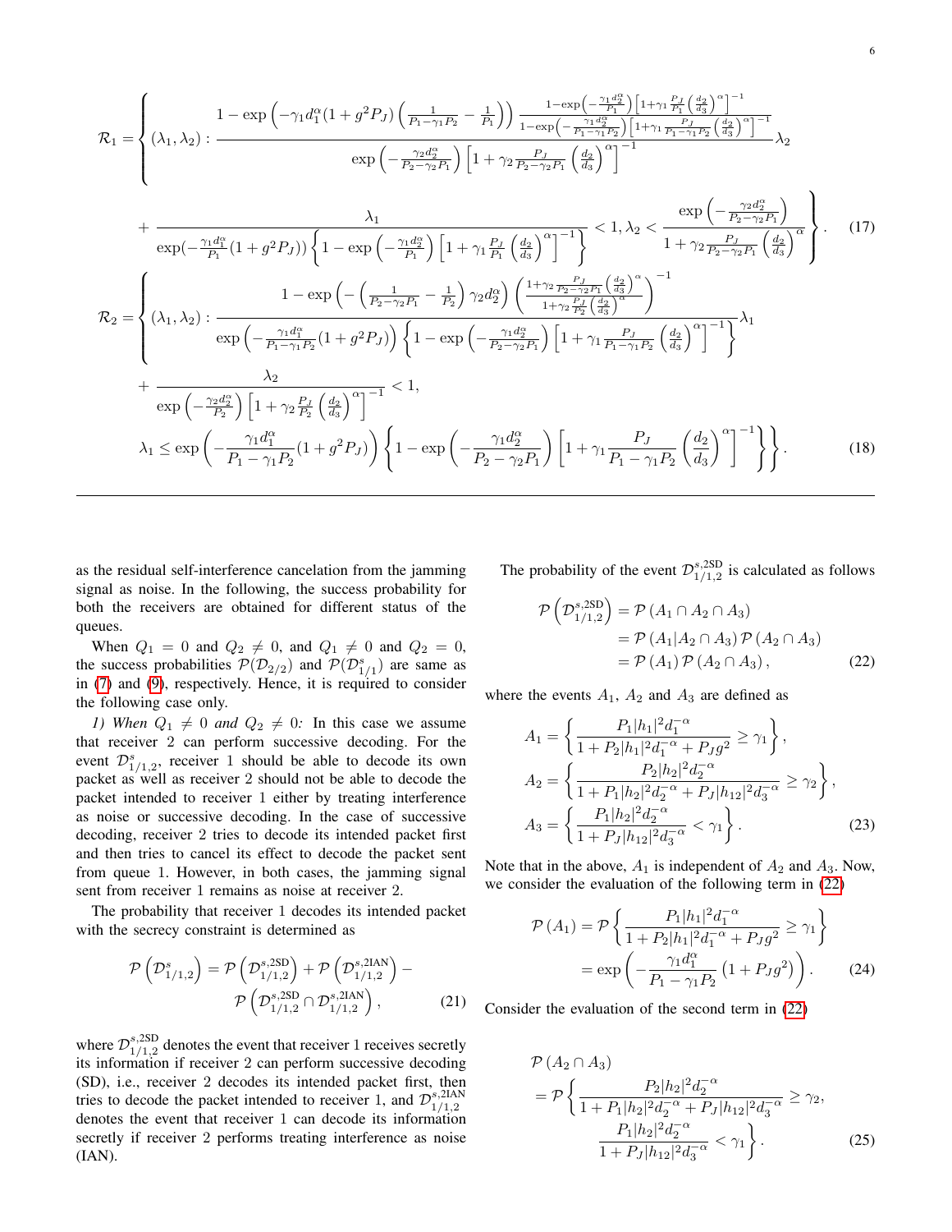$$
\mathcal{R}_1=\left\{(\lambda_1,\lambda_2): \frac{1-\exp\left(-\gamma_1 d_1^{\alpha}(1+g^2P_J)\left(\frac{1}{P_1-\gamma_1 P_2}-\frac{1}{P_1}\right)\right)\frac{1-\exp\left(-\frac{\gamma_1 d_2^{\alpha}}{P_1}\right)\left[1+\gamma_1\frac{P_J}{P_1}\left(\frac{d_2}{d_3}\right)^{\alpha}\right]^{-1}}{1-\exp\left(-\frac{\gamma_1 d_2^{\alpha}}{P_1-\gamma_1 P_2}\right)\left[1+\gamma_1\frac{P_J}{P_1-\gamma_1 P_2}\left(\frac{d_2}{d_3}\right)^{\alpha}\right]^{-1}}}{\exp\left(-\frac{\gamma_2 d_2^{\alpha}}{P_2-\gamma_2 P_1}\right)\left[1+\gamma_2\frac{P_J}{P_2-\gamma_2 P_1}\left(\frac{d_2}{d_3}\right)^{\alpha}\right]^{-1}}\lambda_2 \right.
$$
$$
\left. +\frac{\lambda_1}{\exp(-\frac{\gamma_1 d_1^{\alpha}}{P_1}(1+g^2P_J))\left\{1-\exp\left(-\frac{\gamma_1 d_2^{\alpha}}{P_1}\right)\left[1+\gamma_1\frac{P_J}{P_1}\left(\frac{d_2}{d_3}\right)^{\alpha}\right]^{-1}\right\}}<1, \lambda_2<\frac{\exp\left(-\frac{\gamma_2 d_2^{\alpha}}{P_2-\gamma_2 P_1}\right)}{1+\gamma_2\frac{P_J}{P_2-\gamma_2 P_1}\left(\frac{d_2}{d_3}\right)^{\alpha}}\right\}. \tag{17}
$$
$$
\mathcal{R}_2=\left\{(\lambda_1,\lambda_2): \frac{1-\exp\left(-\left(\frac{1}{P_2-\gamma_2 P_1}-\frac{1}{P_2}\right)\gamma_2 d_2^{\alpha}\right)\left(\frac{1+\gamma_2\frac{P_J}{P_2-\gamma_2 P_1}\left(\frac{d_2}{d_3}\right)^{\alpha}}{1+\gamma_2\frac{P_J}{P_2}\left(\frac{d_2}{d_3}\right)^{\alpha}}\right)^{-1}}{\exp\left(-\frac{\gamma_1 d_1^{\alpha}}{P_1-\gamma_1 P_2}(1+g^2P_J)\right)\left\{1-\exp\left(-\frac{\gamma_1 d_2^{\alpha}}{P_2-\gamma_2 P_1}\right)\left[1+\gamma_1\frac{P_J}{P_1-\gamma_1 P_2}\left(\frac{d_2}{d_3}\right)^{\alpha}\right]^{-1}\right\}}\lambda_1 \right.
$$
$$
+\frac{\lambda_2}{\exp\left(-\frac{\gamma_2 d_2^{\alpha}}{P_2}\right)\left[1+\gamma_2\frac{P_J}{P_2}\left(\frac{d_2}{d_3}\right)^{\alpha}\right]^{-1}}<1,
$$
$$
\left.\lambda_1\leq \exp\left(-\frac{\gamma_1 d_1^{\alpha}}{P_1-\gamma_1 P_2}(1+g^2P_J)\right)\left\{1-\exp\left(-\frac{\gamma_1 d_2^{\alpha}}{P_2-\gamma_2 P_1}\right)\left[1+\gamma_1\frac{P_J}{P_1-\gamma_1 P_2}\left(\frac{d_2}{d_3}\right)^{\alpha}\right]^{-1}\right\}\right\}. \tag{18}
$$

as the residual self-interference cancelation from the jamming signal as noise. In the following, the success probability for both the receivers are obtained for different status of the queues.

When $Q_1=0$ and $Q_2\neq 0$, and $Q_1\neq 0$ and $Q_2=0$, the success probabilities $\mathcal{P}(\mathcal{D}_{2/2})$ and $\mathcal{P}(\mathcal{D}^s_{1/1})$ are same as in (7) and (9), respectively. Hence, it is required to consider the following case only.

*1) When $Q_1\neq 0$ and $Q_2\neq 0$:* In this case we assume that receiver 2 can perform successive decoding. For the event $\mathcal{D}^s_{1/1,2}$, receiver 1 should be able to decode its own packet as well as receiver 2 should not be able to decode the packet intended to receiver 1 either by treating interference as noise or successive decoding. In the case of successive decoding, receiver 2 tries to decode its intended packet first and then tries to cancel its effect to decode the packet sent from queue 1. However, in both cases, the jamming signal sent from receiver 1 remains as noise at receiver 2.

The probability that receiver 1 decodes its intended packet with the secrecy constraint is determined as

$$
\mathcal{P}\left(\mathcal{D}^s_{1/1,2}\right)=\mathcal{P}\left(\mathcal{D}^{s,2\mathrm{SD}}_{1/1,2}\right)+\mathcal{P}\left(\mathcal{D}^{s,2\mathrm{IAN}}_{1/1,2}\right)-\mathcal{P}\left(\mathcal{D}^{s,2\mathrm{SD}}_{1/1,2}\cap\mathcal{D}^{s,2\mathrm{IAN}}_{1/1,2}\right), \tag{21}
$$

where $\mathcal{D}^{s,2\mathrm{SD}}_{1/1,2}$ denotes the event that receiver 1 receives secretly its information if receiver 2 can perform successive decoding (SD), i.e., receiver 2 decodes its intended packet first, then tries to decode the packet intended to receiver 1, and $\mathcal{D}^{s,2\mathrm{IAN}}_{1/1,2}$ denotes the event that receiver 1 can decode its information secretly if receiver 2 performs treating interference as noise (IAN).

The probability of the event $\mathcal{D}^{s,2\mathrm{SD}}_{1/1,2}$ is calculated as follows

$$
\begin{aligned}
\mathcal{P}\left(\mathcal{D}^{s,2\mathrm{SD}}_{1/1,2}\right)&=\mathcal{P}\left(A_1\cap A_2\cap A_3\right)\\
&=\mathcal{P}\left(A_1|A_2\cap A_3\right)\mathcal{P}\left(A_2\cap A_3\right)\\
&=\mathcal{P}\left(A_1\right)\mathcal{P}\left(A_2\cap A_3\right),
\end{aligned} \tag{22}
$$

where the events $A_1$, $A_2$ and $A_3$ are defined as

$$
\begin{aligned}
A_1&=\left\{\frac{P_1|h_1|^2d_1^{-\alpha}}{1+P_2|h_1|^2d_1^{-\alpha}+P_Jg^2}\geq\gamma_1\right\},\\
A_2&=\left\{\frac{P_2|h_2|^2d_2^{-\alpha}}{1+P_1|h_2|^2d_2^{-\alpha}+P_J|h_{12}|^2d_3^{-\alpha}}\geq\gamma_2\right\},\\
A_3&=\left\{\frac{P_1|h_2|^2d_2^{-\alpha}}{1+P_J|h_{12}|^2d_3^{-\alpha}}<\gamma_1\right\}.
\end{aligned} \tag{23}
$$

Note that in the above, $A_1$ is independent of $A_2$ and $A_3$. Now, we consider the evaluation of the following term in (22)

$$
\begin{aligned}
\mathcal{P}\left(A_1\right)&=\mathcal{P}\left\{\frac{P_1|h_1|^2d_1^{-\alpha}}{1+P_2|h_1|^2d_1^{-\alpha}+P_Jg^2}\geq\gamma_1\right\}\\
&=\exp\left(-\frac{\gamma_1 d_1^{\alpha}}{P_1-\gamma_1 P_2}\left(1+P_Jg^2\right)\right).
\end{aligned} \tag{24}
$$

Consider the evaluation of the second term in (22)

$$
\begin{aligned}
&\mathcal{P}\left(A_2\cap A_3\right)\\
&=\mathcal{P}\left\{\frac{P_2|h_2|^2d_2^{-\alpha}}{1+P_1|h_2|^2d_2^{-\alpha}+P_J|h_{12}|^2d_3^{-\alpha}}\geq\gamma_2,\right.\\
&\qquad\left.\frac{P_1|h_2|^2d_2^{-\alpha}}{1+P_J|h_{12}|^2d_3^{-\alpha}}<\gamma_1\right\}.
\end{aligned} \tag{25}
$$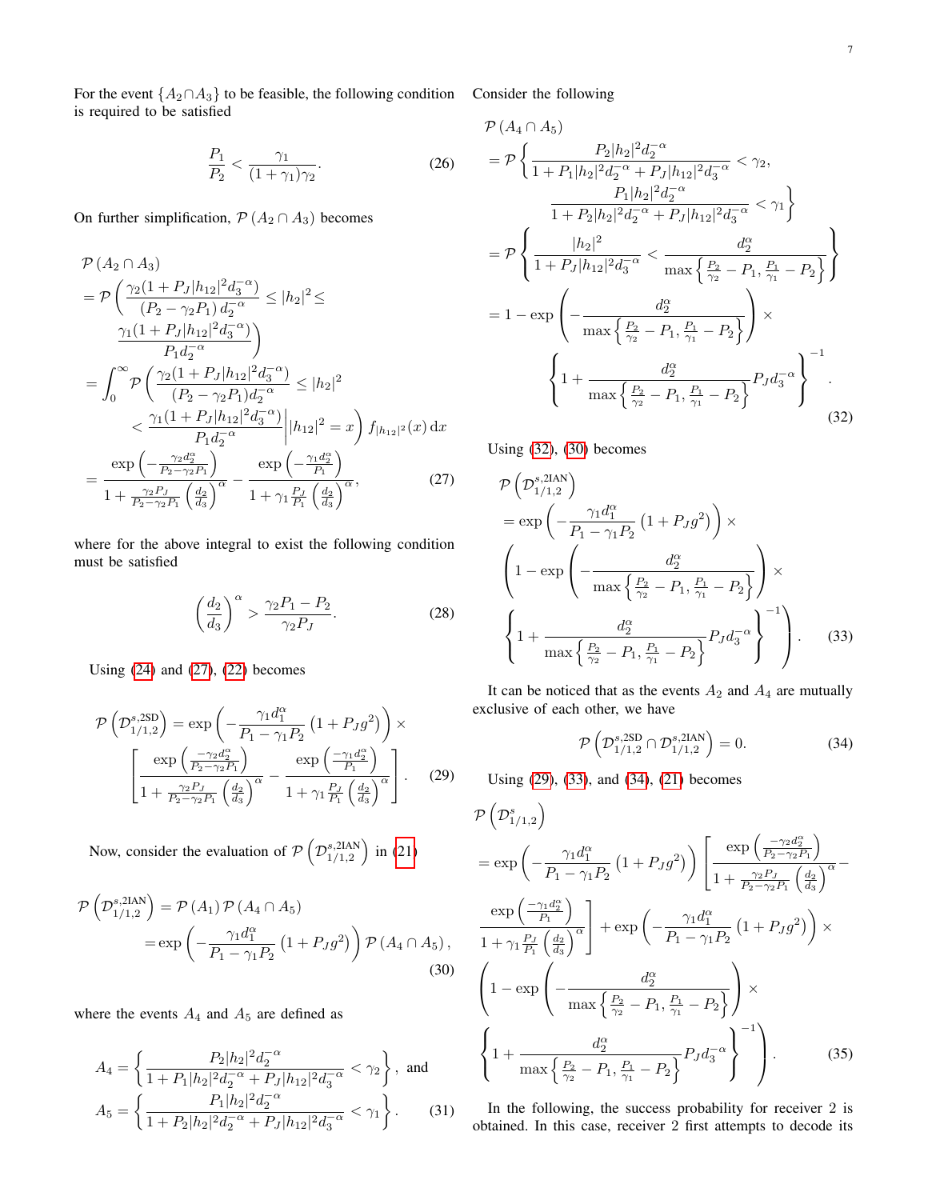For the event $\{A_2 \cap A_3\}$ to be feasible, the following condition is required to be satisfied

$$\frac{P_1}{P_2} < \frac{\gamma_1}{(1+\gamma_1)\gamma_2}. \tag{26}$$

On further simplification, $\mathcal{P}(A_2 \cap A_3)$ becomes

$$\begin{aligned}
&\mathcal{P}(A_2 \cap A_3) \\
&= \mathcal{P}\left( \frac{\gamma_2 (1 + P_J |h_{12}|^2 d_3^{-\alpha})}{(P_2 - \gamma_2 P_1)\, d_2^{-\alpha}} \leq |h_2|^2 \leq \right. \\
&\qquad \left. \frac{\gamma_1 (1 + P_J |h_{12}|^2 d_3^{-\alpha})}{P_1 d_2^{-\alpha}} \right) \\
&= \int_0^\infty \mathcal{P}\left( \frac{\gamma_2 (1 + P_J |h_{12}|^2 d_3^{-\alpha})}{(P_2 - \gamma_2 P_1) d_2^{-\alpha}} \leq |h_2|^2 \right. \\
&\qquad \left. < \frac{\gamma_1 (1 + P_J |h_{12}|^2 d_3^{-\alpha})}{P_1 d_2^{-\alpha}} \right| |h_{12}|^2 = x \Bigg) f_{|h_{12}|^2}(x)\, \mathrm{d}x \\
&= \frac{\exp\left(-\frac{\gamma_2 d_2^\alpha}{P_2 - \gamma_2 P_1}\right)}{1 + \frac{\gamma_2 P_J}{P_2 - \gamma_2 P_1}\left(\frac{d_2}{d_3}\right)^\alpha} - \frac{\exp\left(-\frac{\gamma_1 d_2^\alpha}{P_1}\right)}{1 + \gamma_1 \frac{P_J}{P_1}\left(\frac{d_2}{d_3}\right)^\alpha},
\end{aligned} \tag{27}$$

where for the above integral to exist the following condition must be satisfied

$$\left(\frac{d_2}{d_3}\right)^\alpha > \frac{\gamma_2 P_1 - P_2}{\gamma_2 P_J}. \tag{28}$$

Using (24) and (27), (22) becomes

$$\mathcal{P}\left(\mathcal{D}_{1/1,2}^{s,\mathrm{2SD}}\right) = \exp\left(-\frac{\gamma_1 d_1^\alpha}{P_1 - \gamma_1 P_2}\left(1 + P_J g^2\right)\right) \times \left[\frac{\exp\left(\frac{-\gamma_2 d_2^\alpha}{P_2 - \gamma_2 P_1}\right)}{1 + \frac{\gamma_2 P_J}{P_2 - \gamma_2 P_1}\left(\frac{d_2}{d_3}\right)^\alpha} - \frac{\exp\left(\frac{-\gamma_1 d_2^\alpha}{P_1}\right)}{1 + \gamma_1 \frac{P_J}{P_1}\left(\frac{d_2}{d_3}\right)^\alpha}\right]. \tag{29}$$

Now, consider the evaluation of $\mathcal{P}\left(\mathcal{D}_{1/1,2}^{s,\mathrm{2IAN}}\right)$ in (21)

$$\begin{aligned}
\mathcal{P}\left(\mathcal{D}_{1/1,2}^{s,\mathrm{2IAN}}\right) &= \mathcal{P}(A_1)\, \mathcal{P}(A_4 \cap A_5) \\
&= \exp\left(-\frac{\gamma_1 d_1^\alpha}{P_1 - \gamma_1 P_2}\left(1 + P_J g^2\right)\right) \mathcal{P}(A_4 \cap A_5),
\end{aligned} \tag{30}$$

where the events $A_4$ and $A_5$ are defined as

$$\begin{aligned}
A_4 &= \left\{ \frac{P_2 |h_2|^2 d_2^{-\alpha}}{1 + P_1 |h_2|^2 d_2^{-\alpha} + P_J |h_{12}|^2 d_3^{-\alpha}} < \gamma_2 \right\}, \text{ and} \\
A_5 &= \left\{ \frac{P_1 |h_2|^2 d_2^{-\alpha}}{1 + P_2 |h_2|^2 d_2^{-\alpha} + P_J |h_{12}|^2 d_3^{-\alpha}} < \gamma_1 \right\}.
\end{aligned} \tag{31}$$

Consider the following

$$\begin{aligned}
&\mathcal{P}(A_4 \cap A_5) \\
&= \mathcal{P}\left\{ \frac{P_2 |h_2|^2 d_2^{-\alpha}}{1 + P_1 |h_2|^2 d_2^{-\alpha} + P_J |h_{12}|^2 d_3^{-\alpha}} < \gamma_2, \right. \\
&\qquad \left. \frac{P_1 |h_2|^2 d_2^{-\alpha}}{1 + P_2 |h_2|^2 d_2^{-\alpha} + P_J |h_{12}|^2 d_3^{-\alpha}} < \gamma_1 \right\} \\
&= \mathcal{P}\left\{ \frac{|h_2|^2}{1 + P_J |h_{12}|^2 d_3^{-\alpha}} < \frac{d_2^\alpha}{\max\left\{\frac{P_2}{\gamma_2} - P_1, \frac{P_1}{\gamma_1} - P_2\right\}} \right\} \\
&= 1 - \exp\left(-\frac{d_2^\alpha}{\max\left\{\frac{P_2}{\gamma_2} - P_1, \frac{P_1}{\gamma_1} - P_2\right\}}\right) \times \\
&\qquad \left\{1 + \frac{d_2^\alpha}{\max\left\{\frac{P_2}{\gamma_2} - P_1, \frac{P_1}{\gamma_1} - P_2\right\}} P_J d_3^{-\alpha}\right\}^{-1}.
\end{aligned} \tag{32}$$

Using (32), (30) becomes

$$\begin{aligned}
&\mathcal{P}\left(\mathcal{D}_{1/1,2}^{s,\mathrm{2IAN}}\right) \\
&= \exp\left(-\frac{\gamma_1 d_1^\alpha}{P_1 - \gamma_1 P_2}\left(1 + P_J g^2\right)\right) \times \\
&\left(1 - \exp\left(-\frac{d_2^\alpha}{\max\left\{\frac{P_2}{\gamma_2} - P_1, \frac{P_1}{\gamma_1} - P_2\right\}}\right) \times \right. \\
&\left. \left\{1 + \frac{d_2^\alpha}{\max\left\{\frac{P_2}{\gamma_2} - P_1, \frac{P_1}{\gamma_1} - P_2\right\}} P_J d_3^{-\alpha}\right\}^{-1}\right).
\end{aligned} \tag{33}$$

It can be noticed that as the events $A_2$ and $A_4$ are mutually exclusive of each other, we have

$$\mathcal{P}\left(\mathcal{D}_{1/1,2}^{s,\mathrm{2SD}} \cap \mathcal{D}_{1/1,2}^{s,\mathrm{2IAN}}\right) = 0. \tag{34}$$

Using (29), (33), and (34), (21) becomes

$$\begin{aligned}
&\mathcal{P}\left(\mathcal{D}_{1/1,2}^{s}\right) \\
&= \exp\left(-\frac{\gamma_1 d_1^\alpha}{P_1 - \gamma_1 P_2}\left(1 + P_J g^2\right)\right) \left[\frac{\exp\left(\frac{-\gamma_2 d_2^\alpha}{P_2 - \gamma_2 P_1}\right)}{1 + \frac{\gamma_2 P_J}{P_2 - \gamma_2 P_1}\left(\frac{d_2}{d_3}\right)^\alpha} - \right. \\
&\left. \frac{\exp\left(\frac{-\gamma_1 d_2^\alpha}{P_1}\right)}{1 + \gamma_1 \frac{P_J}{P_1}\left(\frac{d_2}{d_3}\right)^\alpha}\right] + \exp\left(-\frac{\gamma_1 d_1^\alpha}{P_1 - \gamma_1 P_2}\left(1 + P_J g^2\right)\right) \times \\
&\left(1 - \exp\left(-\frac{d_2^\alpha}{\max\left\{\frac{P_2}{\gamma_2} - P_1, \frac{P_1}{\gamma_1} - P_2\right\}}\right) \times \right. \\
&\left. \left\{1 + \frac{d_2^\alpha}{\max\left\{\frac{P_2}{\gamma_2} - P_1, \frac{P_1}{\gamma_1} - P_2\right\}} P_J d_3^{-\alpha}\right\}^{-1}\right).
\end{aligned} \tag{35}$$

In the following, the success probability for receiver 2 is obtained. In this case, receiver 2 first attempts to decode its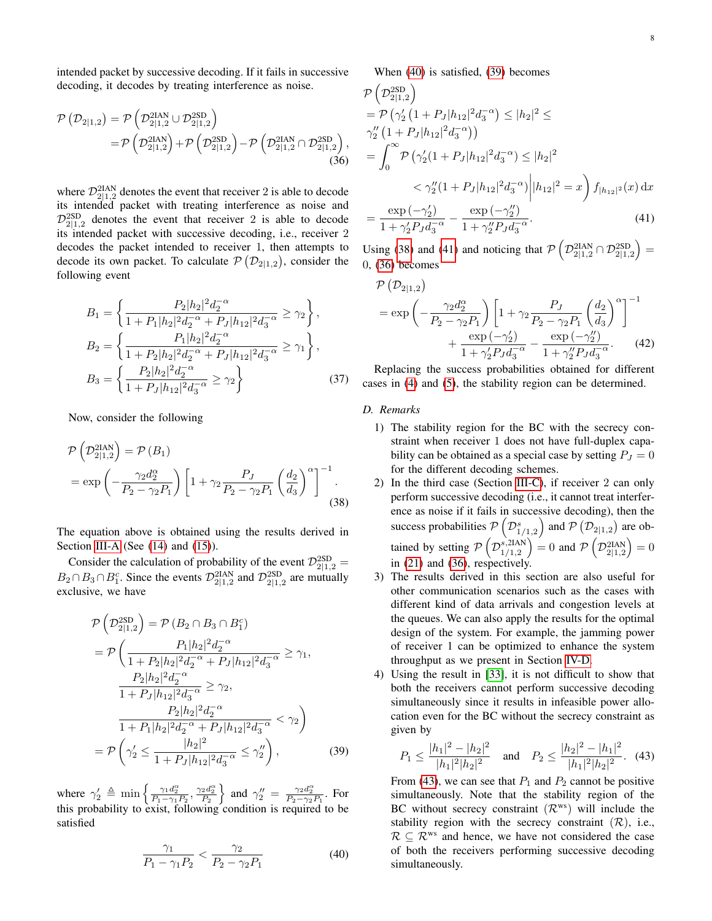intended packet by successive decoding. If it fails in successive decoding, it decodes by treating interference as noise.

$$\mathcal{P}\left(\mathcal{D}_{2|1,2}\right) = \mathcal{P}\left(\mathcal{D}_{2|1,2}^{\text{2IAN}} \cup \mathcal{D}_{2|1,2}^{\text{2SD}}\right)$$
$$= \mathcal{P}\left(\mathcal{D}_{2|1,2}^{\text{2IAN}}\right) + \mathcal{P}\left(\mathcal{D}_{2|1,2}^{\text{2SD}}\right) - \mathcal{P}\left(\mathcal{D}_{2|1,2}^{\text{2IAN}} \cap \mathcal{D}_{2|1,2}^{\text{2SD}}\right), \tag{36}$$

where $\mathcal{D}_{2|1,2}^{\text{2IAN}}$ denotes the event that receiver 2 is able to decode its intended packet with treating interference as noise and $\mathcal{D}_{2|1,2}^{\text{2SD}}$ denotes the event that receiver 2 is able to decode its intended packet with successive decoding, i.e., receiver 2 decodes the packet intended to receiver 1, then attempts to decode its own packet. To calculate $\mathcal{P}\left(\mathcal{D}_{2|1,2}\right)$, consider the following event

$$B_1 = \left\{ \frac{P_2 |h_2|^2 d_2^{-\alpha}}{1 + P_1 |h_2|^2 d_2^{-\alpha} + P_J |h_{12}|^2 d_3^{-\alpha}} \geq \gamma_2 \right\},$$
$$B_2 = \left\{ \frac{P_1 |h_2|^2 d_2^{-\alpha}}{1 + P_2 |h_2|^2 d_2^{-\alpha} + P_J |h_{12}|^2 d_3^{-\alpha}} \geq \gamma_1 \right\},$$
$$B_3 = \left\{ \frac{P_2 |h_2|^2 d_2^{-\alpha}}{1 + P_J |h_{12}|^2 d_3^{-\alpha}} \geq \gamma_2 \right\} \tag{37}$$

Now, consider the following

$$\mathcal{P}\left(\mathcal{D}_{2|1,2}^{\text{2IAN}}\right) = \mathcal{P}\left(B_1\right)$$
$$= \exp\left(-\frac{\gamma_2 d_2^{\alpha}}{P_2 - \gamma_2 P_1}\right) \left[1 + \gamma_2 \frac{P_J}{P_2 - \gamma_2 P_1} \left(\frac{d_2}{d_3}\right)^{\alpha}\right]^{-1}. \tag{38}$$

The equation above is obtained using the results derived in Section III-A (See (14) and (15)).

Consider the calculation of probability of the event $\mathcal{D}_{2|1,2}^{\text{2SD}} = B_2 \cap B_3 \cap B_1^c$. Since the events $\mathcal{D}_{2|1,2}^{\text{2IAN}}$ and $\mathcal{D}_{2|1,2}^{\text{2SD}}$ are mutually exclusive, we have

$$\mathcal{P}\left(\mathcal{D}_{2|1,2}^{\text{2SD}}\right) = \mathcal{P}\left(B_2 \cap B_3 \cap B_1^c\right)$$
$$= \mathcal{P}\left( \frac{P_1 |h_2|^2 d_2^{-\alpha}}{1 + P_2 |h_2|^2 d_2^{-\alpha} + P_J |h_{12}|^2 d_3^{-\alpha}} \geq \gamma_1, \right.$$
$$\frac{P_2 |h_2|^2 d_2^{-\alpha}}{1 + P_J |h_{12}|^2 d_3^{-\alpha}} \geq \gamma_2,$$
$$\left. \frac{P_2 |h_2|^2 d_2^{-\alpha}}{1 + P_1 |h_2|^2 d_2^{-\alpha} + P_J |h_{12}|^2 d_3^{-\alpha}} < \gamma_2 \right)$$
$$= \mathcal{P}\left( \gamma_2' \leq \frac{|h_2|^2}{1 + P_J |h_{12}|^2 d_3^{-\alpha}} \leq \gamma_2'' \right), \tag{39}$$

where $\gamma_2' \triangleq \min\left\{ \frac{\gamma_1 d_2^{\alpha}}{P_1 - \gamma_1 P_2}, \frac{\gamma_2 d_2^{\alpha}}{P_2} \right\}$ and $\gamma_2'' = \frac{\gamma_2 d_2^{\alpha}}{P_2 - \gamma_2 P_1}$. For this probability to exist, following condition is required to be satisfied

$$\frac{\gamma_1}{P_1 - \gamma_1 P_2} < \frac{\gamma_2}{P_2 - \gamma_2 P_1} \tag{40}$$

When (40) is satisfied, (39) becomes

$$\mathcal{P}\left(\mathcal{D}_{2|1,2}^{\text{2SD}}\right)$$
$$= \mathcal{P}\left( \gamma_2' \left(1 + P_J |h_{12}|^2 d_3^{-\alpha}\right) \leq |h_2|^2 \leq \gamma_2'' \left(1 + P_J |h_{12}|^2 d_3^{-\alpha}\right) \right)$$
$$= \int_0^{\infty} \mathcal{P}\left( \gamma_2'(1 + P_J |h_{12}|^2 d_3^{-\alpha}) \leq |h_2|^2 < \gamma_2''(1 + P_J |h_{12}|^2 d_3^{-\alpha}) \,\middle|\, |h_{12}|^2 = x \right) f_{|h_{12}|^2}(x) \, \mathrm{d}x$$
$$= \frac{\exp\left(-\gamma_2'\right)}{1 + \gamma_2' P_J d_3^{-\alpha}} - \frac{\exp\left(-\gamma_2''\right)}{1 + \gamma_2'' P_J d_3^{-\alpha}}. \tag{41}$$

Using (38) and (41) and noticing that $\mathcal{P}\left(\mathcal{D}_{2|1,2}^{\text{2IAN}} \cap \mathcal{D}_{2|1,2}^{\text{2SD}}\right) = 0$, (36) becomes

$$\mathcal{P}\left(\mathcal{D}_{2|1,2}\right)$$
$$= \exp\left(-\frac{\gamma_2 d_2^{\alpha}}{P_2 - \gamma_2 P_1}\right) \left[1 + \gamma_2 \frac{P_J}{P_2 - \gamma_2 P_1} \left(\frac{d_2}{d_3}\right)^{\alpha}\right]^{-1}$$
$$+ \frac{\exp\left(-\gamma_2'\right)}{1 + \gamma_2' P_J d_3^{-\alpha}} - \frac{\exp\left(-\gamma_2''\right)}{1 + \gamma_2'' P_J d_3^{-\alpha}}. \tag{42}$$

Replacing the success probabilities obtained for different cases in (4) and (5), the stability region can be determined.

### D. Remarks

1) The stability region for the BC with the secrecy constraint when receiver 1 does not have full-duplex capability can be obtained as a special case by setting $P_J = 0$ for the different decoding schemes.
2) In the third case (Section III-C), if receiver 2 can only perform successive decoding (i.e., it cannot treat interference as noise if it fails in successive decoding), then the success probabilities $\mathcal{P}\left(\mathcal{D}_{1/1,2}^{s}\right)$ and $\mathcal{P}\left(\mathcal{D}_{2|1,2}\right)$ are obtained by setting $\mathcal{P}\left(\mathcal{D}_{1/1,2}^{s,\text{2IAN}}\right) = 0$ and $\mathcal{P}\left(\mathcal{D}_{2|1,2}^{\text{2IAN}}\right) = 0$ in (21) and (36), respectively.
3) The results derived in this section are also useful for other communication scenarios such as the cases with different kind of data arrivals and congestion levels at the queues. We can also apply the results for the optimal design of the system. For example, the jamming power of receiver 1 can be optimized to enhance the system throughput as we present in Section IV-D.
4) Using the result in [33], it is not difficult to show that both the receivers cannot perform successive decoding simultaneously since it results in infeasible power allocation even for the BC without the secrecy constraint as given by

$$P_1 \leq \frac{|h_1|^2 - |h_2|^2}{|h_1|^2 |h_2|^2} \quad \text{and} \quad P_2 \leq \frac{|h_2|^2 - |h_1|^2}{|h_1|^2 |h_2|^2}. \tag{43}$$

From (43), we can see that $P_1$ and $P_2$ cannot be positive simultaneously. Note that the stability region of the BC without secrecy constraint ($\mathcal{R}^{\text{ws}}$) will include the stability region with the secrecy constraint ($\mathcal{R}$), i.e., $\mathcal{R} \subseteq \mathcal{R}^{\text{ws}}$ and hence, we have not considered the case of both the receivers performing successive decoding simultaneously.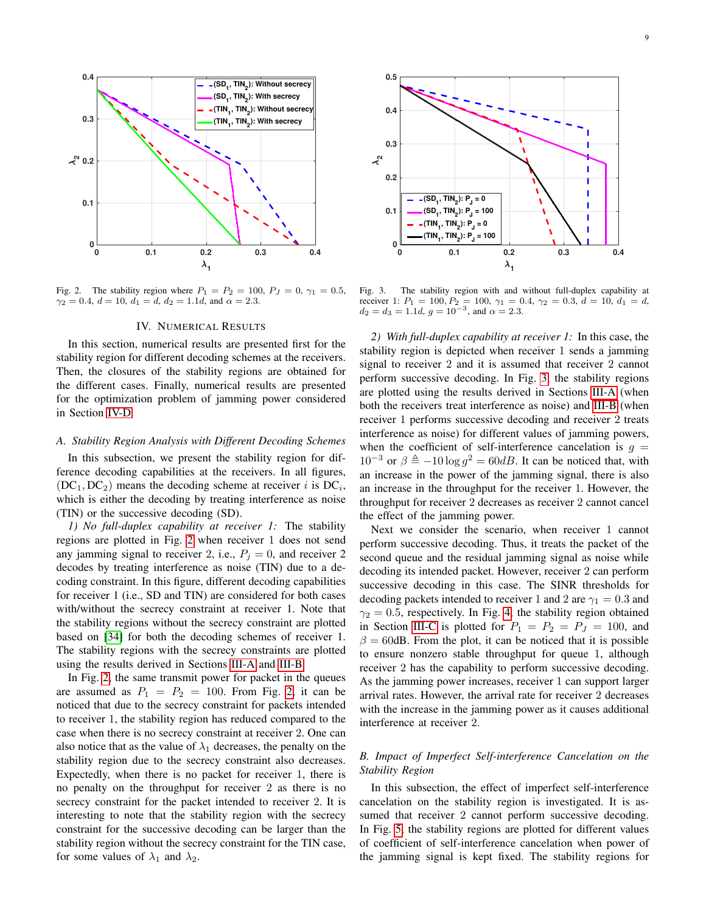Fig. 2. The stability region where $P_1 = P_2 = 100$, $P_J = 0$, $\gamma_1 = 0.5$, $\gamma_2 = 0.4$, $d = 10$, $d_1 = d$, $d_2 = 1.1d$, and $\alpha = 2.3$.

Fig. 3. The stability region with and without full-duplex capability at receiver 1: $P_1 = 100$, $P_2 = 100$, $\gamma_1 = 0.4$, $\gamma_2 = 0.3$, $d = 10$, $d_1 = d$, $d_2 = d_3 = 1.1d$, $g = 10^{-3}$, and $\alpha = 2.3$.

## IV. Numerical Results

In this section, numerical results are presented first for the stability region for different decoding schemes at the receivers. Then, the closures of the stability regions are obtained for the different cases. Finally, numerical results are presented for the optimization problem of jamming power considered in Section IV-D.

### A. Stability Region Analysis with Different Decoding Schemes

In this subsection, we present the stability region for difference decoding capabilities at the receivers. In all figures, $(\mathrm{DC}_1, \mathrm{DC}_2)$ means the decoding scheme at receiver $i$ is $\mathrm{DC}_i$, which is either the decoding by treating interference as noise (TIN) or the successive decoding (SD).

*1) No full-duplex capability at receiver 1:* The stability regions are plotted in Fig. 2 when receiver 1 does not send any jamming signal to receiver 2, i.e., $P_j = 0$, and receiver 2 decodes by treating interference as noise (TIN) due to a decoding constraint. In this figure, different decoding capabilities for receiver 1 (i.e., SD and TIN) are considered for both cases with/without the secrecy constraint at receiver 1. Note that the stability regions without the secrecy constraint are plotted based on [34] for both the decoding schemes of receiver 1. The stability regions with the secrecy constraints are plotted using the results derived in Sections III-A and III-B.

In Fig. 2, the same transmit power for packet in the queues are assumed as $P_1 = P_2 = 100$. From Fig. 2, it can be noticed that due to the secrecy constraint for packets intended to receiver 1, the stability region has reduced compared to the case when there is no secrecy constraint at receiver 2. One can also notice that as the value of $\lambda_1$ decreases, the penalty on the stability region due to the secrecy constraint also decreases. Expectedly, when there is no packet for receiver 1, there is no penalty on the throughput for receiver 2 as there is no secrecy constraint for the packet intended to receiver 2. It is interesting to note that the stability region with the secrecy constraint for the successive decoding can be larger than the stability region without the secrecy constraint for the TIN case, for some values of $\lambda_1$ and $\lambda_2$.

*2) With full-duplex capability at receiver 1:* In this case, the stability region is depicted when receiver 1 sends a jamming signal to receiver 2 and it is assumed that receiver 2 cannot perform successive decoding. In Fig. 3, the stability regions are plotted using the results derived in Sections III-A (when both the receivers treat interference as noise) and III-B (when receiver 1 performs successive decoding and receiver 2 treats interference as noise) for different values of jamming powers, when the coefficient of self-interference cancelation is $g = 10^{-3}$ or $\beta \triangleq -10 \log g^2 = 60dB$. It can be noticed that, with an increase in the power of the jamming signal, there is also an increase in the throughput for the receiver 1. However, the throughput for receiver 2 decreases as receiver 2 cannot cancel the effect of the jamming power.

Next we consider the scenario, when receiver 1 cannot perform successive decoding. Thus, it treats the packet of the second queue and the residual jamming signal as noise while decoding its intended packet. However, receiver 2 can perform successive decoding in this case. The SINR thresholds for decoding packets intended to receiver 1 and 2 are $\gamma_1 = 0.3$ and $\gamma_2 = 0.5$, respectively. In Fig. 4, the stability region obtained in Section III-C is plotted for $P_1 = P_2 = P_J = 100$, and $\beta = 60$dB. From the plot, it can be noticed that it is possible to ensure nonzero stable throughput for queue 1, although receiver 2 has the capability to perform successive decoding. As the jamming power increases, receiver 1 can support larger arrival rates. However, the arrival rate for receiver 2 decreases with the increase in the jamming power as it causes additional interference at receiver 2.

### B. Impact of Imperfect Self-interference Cancelation on the Stability Region

In this subsection, the effect of imperfect self-interference cancelation on the stability region is investigated. It is assumed that receiver 2 cannot perform successive decoding. In Fig. 5, the stability regions are plotted for different values of coefficient of self-interference cancelation when power of the jamming signal is kept fixed. The stability regions for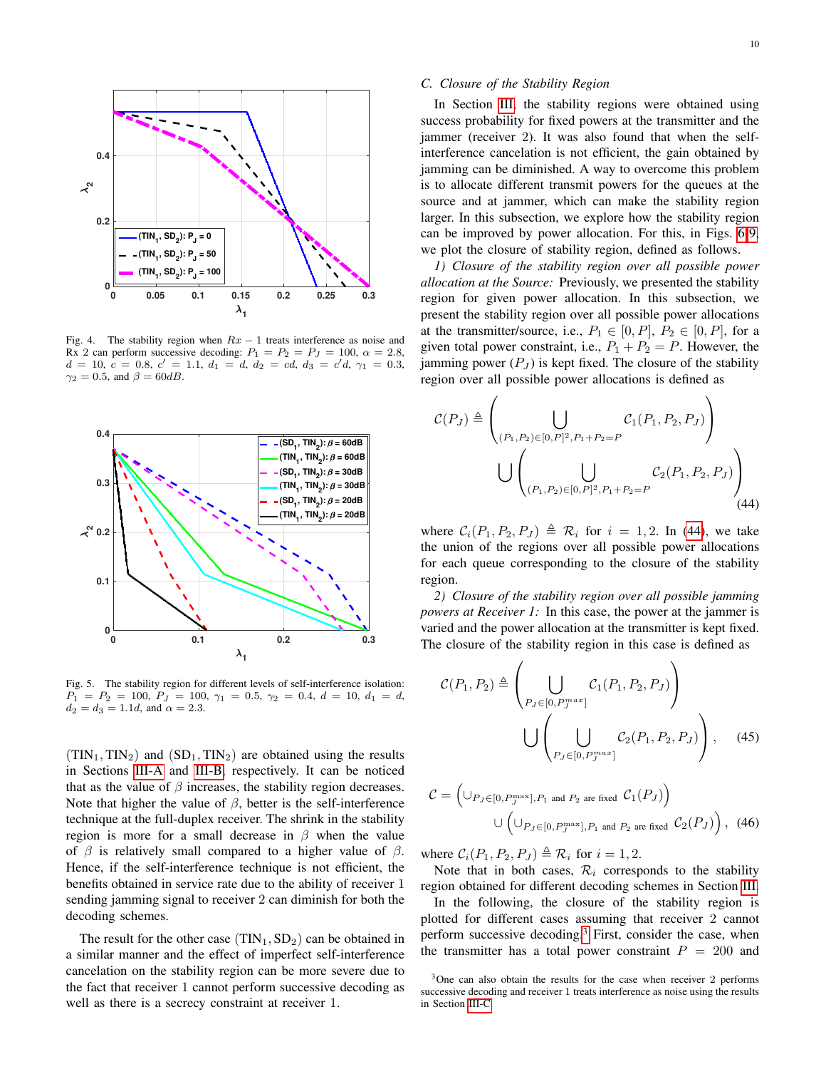Fig. 4. The stability region when $Rx-1$ treats interference as noise and Rx 2 can perform successive decoding: $P_1 = P_2 = P_J = 100$, $\alpha = 2.8$, $d = 10$, $c = 0.8$, $c' = 1.1$, $d_1 = d$, $d_2 = cd$, $d_3 = c'd$, $\gamma_1 = 0.3$, $\gamma_2 = 0.5$, and $\beta = 60dB$.

Fig. 5. The stability region for different levels of self-interference isolation: $P_1 = P_2 = 100$, $P_J = 100$, $\gamma_1 = 0.5$, $\gamma_2 = 0.4$, $d = 10$, $d_1 = d$, $d_2 = d_3 = 1.1d$, and $\alpha = 2.3$.

$(\text{TIN}_1, \text{TIN}_2)$ and $(\text{SD}_1, \text{TIN}_2)$ are obtained using the results in Sections III-A and III-B, respectively. It can be noticed that as the value of $\beta$ increases, the stability region decreases. Note that higher the value of $\beta$, better is the self-interference technique at the full-duplex receiver. The shrink in the stability region is more for a small decrease in $\beta$ when the value of $\beta$ is relatively small compared to a higher value of $\beta$. Hence, if the self-interference technique is not efficient, the benefits obtained in service rate due to the ability of receiver 1 sending jamming signal to receiver 2 can diminish for both the decoding schemes.

The result for the other case $(\text{TIN}_1, \text{SD}_2)$ can be obtained in a similar manner and the effect of imperfect self-interference cancelation on the stability region can be more severe due to the fact that receiver 1 cannot perform successive decoding as well as there is a secrecy constraint at receiver 1.

### C. Closure of the Stability Region

In Section III, the stability regions were obtained using success probability for fixed powers at the transmitter and the jammer (receiver 2). It was also found that when the self-interference cancelation is not efficient, the gain obtained by jamming can be diminished. A way to overcome this problem is to allocate different transmit powers for the queues at the source and at jammer, which can make the stability region larger. In this subsection, we explore how the stability region can be improved by power allocation. For this, in Figs. 6-9, we plot the closure of stability region, defined as follows.

*1) Closure of the stability region over all possible power allocation at the Source:* Previously, we presented the stability region for given power allocation. In this subsection, we present the stability region over all possible power allocations at the transmitter/source, i.e., $P_1 \in [0, P]$, $P_2 \in [0, P]$, for a given total power constraint, i.e., $P_1 + P_2 = P$. However, the jamming power $(P_J)$ is kept fixed. The closure of the stability region over all possible power allocations is defined as

$$\mathcal{C}(P_J) \triangleq \left( \bigcup_{(P_1,P_2)\in[0,P]^2, P_1+P_2=P} \mathcal{C}_1(P_1, P_2, P_J) \right) \bigcup \left( \bigcup_{(P_1,P_2)\in[0,P]^2, P_1+P_2=P} \mathcal{C}_2(P_1, P_2, P_J) \right) \tag{44}$$

where $\mathcal{C}_i(P_1, P_2, P_J) \triangleq \mathcal{R}_i$ for $i = 1, 2$. In (44), we take the union of the regions over all possible power allocations for each queue corresponding to the closure of the stability region.

*2) Closure of the stability region over all possible jamming powers at Receiver 1:* In this case, the power at the jammer is varied and the power allocation at the transmitter is kept fixed. The closure of the stability region in this case is defined as

$$\mathcal{C}(P_1, P_2) \triangleq \left( \bigcup_{P_J \in [0, P_J^{max}]} \mathcal{C}_1(P_1, P_2, P_J) \right) \bigcup \left( \bigcup_{P_J \in [0, P_J^{max}]} \mathcal{C}_2(P_1, P_2, P_J) \right), \tag{45}$$

$$\mathcal{C} = \left( \cup_{P_J \in [0, P_J^{\max}], P_1 \text{ and } P_2 \text{ are fixed}} \; \mathcal{C}_1(P_J) \right) \cup \left( \cup_{P_J \in [0, P_J^{\max}], P_1 \text{ and } P_2 \text{ are fixed}} \; \mathcal{C}_2(P_J) \right), \tag{46}$$

where $\mathcal{C}_i(P_1, P_2, P_J) \triangleq \mathcal{R}_i$ for $i = 1, 2$.

Note that in both cases, $\mathcal{R}_i$ corresponds to the stability region obtained for different decoding schemes in Section III.

In the following, the closure of the stability region is plotted for different cases assuming that receiver 2 cannot perform successive decoding.[3] First, consider the case, when the transmitter has a total power constraint $P = 200$ and

[3] One can also obtain the results for the case when receiver 2 performs successive decoding and receiver 1 treats interference as noise using the results in Section III-C.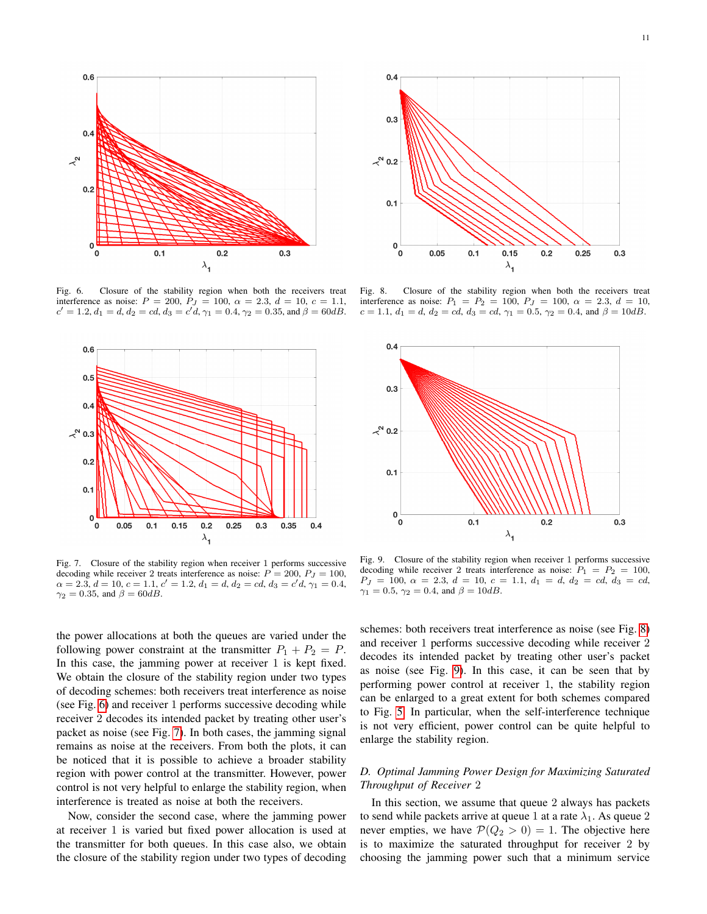Fig. 6. Closure of the stability region when both the receivers treat interference as noise: $P = 200$, $P_J = 100$, $\alpha = 2.3$, $d = 10$, $c = 1.1$, $c' = 1.2$, $d_1 = d$, $d_2 = cd$, $d_3 = c'd$, $\gamma_1 = 0.4$, $\gamma_2 = 0.35$, and $\beta = 60dB$.

Fig. 8. Closure of the stability region when both the receivers treat interference as noise: $P_1 = P_2 = 100$, $P_J = 100$, $\alpha = 2.3$, $d = 10$, $c = 1.1$, $d_1 = d$, $d_2 = cd$, $d_3 = cd$, $\gamma_1 = 0.5$, $\gamma_2 = 0.4$, and $\beta = 10dB$.

Fig. 7. Closure of the stability region when receiver 1 performs successive decoding while receiver 2 treats interference as noise: $P = 200$, $P_J = 100$, $\alpha = 2.3$, $d = 10$, $c = 1.1$, $c' = 1.2$, $d_1 = d$, $d_2 = cd$, $d_3 = c'd$, $\gamma_1 = 0.4$, $\gamma_2 = 0.35$, and $\beta = 60dB$.

Fig. 9. Closure of the stability region when receiver 1 performs successive decoding while receiver 2 treats interference as noise: $P_1 = P_2 = 100$, $P_J = 100$, $\alpha = 2.3$, $d = 10$, $c = 1.1$, $d_1 = d$, $d_2 = cd$, $d_3 = cd$, $\gamma_1 = 0.5$, $\gamma_2 = 0.4$, and $\beta = 10dB$.

the power allocations at both the queues are varied under the following power constraint at the transmitter $P_1 + P_2 = P$. In this case, the jamming power at receiver 1 is kept fixed. We obtain the closure of the stability region under two types of decoding schemes: both receivers treat interference as noise (see Fig. 6) and receiver 1 performs successive decoding while receiver 2 decodes its intended packet by treating other user's packet as noise (see Fig. 7). In both cases, the jamming signal remains as noise at the receivers. From both the plots, it can be noticed that it is possible to achieve a broader stability region with power control at the transmitter. However, power control is not very helpful to enlarge the stability region, when interference is treated as noise at both the receivers.

Now, consider the second case, where the jamming power at receiver 1 is varied but fixed power allocation is used at the transmitter for both queues. In this case also, we obtain the closure of the stability region under two types of decoding schemes: both receivers treat interference as noise (see Fig. 8) and receiver 1 performs successive decoding while receiver 2 decodes its intended packet by treating other user's packet as noise (see Fig. 9). In this case, it can be seen that by performing power control at receiver 1, the stability region can be enlarged to a great extent for both schemes compared to Fig. 5. In particular, when the self-interference technique is not very efficient, power control can be quite helpful to enlarge the stability region.

### D. Optimal Jamming Power Design for Maximizing Saturated Throughput of Receiver 2

In this section, we assume that queue 2 always has packets to send while packets arrive at queue 1 at a rate $\lambda_1$. As queue 2 never empties, we have $\mathcal{P}(Q_2 > 0) = 1$. The objective here is to maximize the saturated throughput for receiver 2 by choosing the jamming power such that a minimum service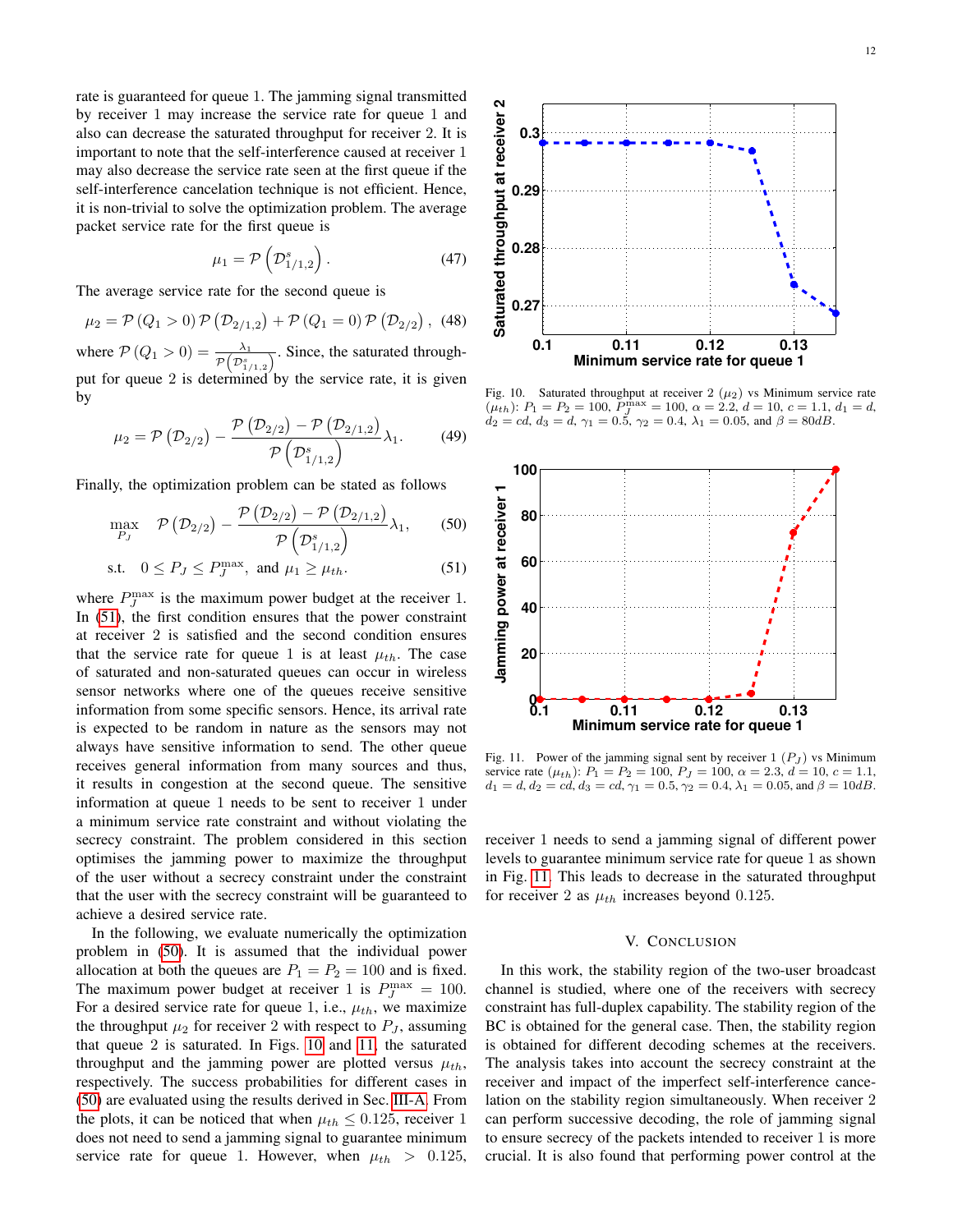rate is guaranteed for queue 1. The jamming signal transmitted by receiver 1 may increase the service rate for queue 1 and also can decrease the saturated throughput for receiver 2. It is important to note that the self-interference caused at receiver 1 may also decrease the service rate seen at the first queue if the self-interference cancelation technique is not efficient. Hence, it is non-trivial to solve the optimization problem. The average packet service rate for the first queue is

$$\mu_1 = \mathcal{P}\left(\mathcal{D}^s_{1/1,2}\right). \tag{47}$$

The average service rate for the second queue is

$$\mu_2 = \mathcal{P}\left(Q_1 > 0\right)\mathcal{P}\left(\mathcal{D}_{2/1,2}\right) + \mathcal{P}\left(Q_1 = 0\right)\mathcal{P}\left(\mathcal{D}_{2/2}\right), \tag{48}$$

where $\mathcal{P}\left(Q_1 > 0\right) = \frac{\lambda_1}{\mathcal{P}\left(\mathcal{D}^s_{1/1,2}\right)}$. Since, the saturated throughput for queue 2 is determined by the service rate, it is given by

$$\mu_2 = \mathcal{P}\left(\mathcal{D}_{2/2}\right) - \frac{\mathcal{P}\left(\mathcal{D}_{2/2}\right) - \mathcal{P}\left(\mathcal{D}_{2/1,2}\right)}{\mathcal{P}\left(\mathcal{D}^s_{1/1,2}\right)}\lambda_1. \tag{49}$$

Finally, the optimization problem can be stated as follows

$$\max_{P_J} \quad \mathcal{P}\left(\mathcal{D}_{2/2}\right) - \frac{\mathcal{P}\left(\mathcal{D}_{2/2}\right) - \mathcal{P}\left(\mathcal{D}_{2/1,2}\right)}{\mathcal{P}\left(\mathcal{D}^s_{1/1,2}\right)}\lambda_1, \tag{50}$$

$$\text{s.t.} \quad 0 \le P_J \le P_J^{\max}, \text{ and } \mu_1 \ge \mu_{th}. \tag{51}$$

where $P_J^{\max}$ is the maximum power budget at the receiver 1. In (51), the first condition ensures that the power constraint at receiver 2 is satisfied and the second condition ensures that the service rate for queue 1 is at least $\mu_{th}$. The case of saturated and non-saturated queues can occur in wireless sensor networks where one of the queues receive sensitive information from some specific sensors. Hence, its arrival rate is expected to be random in nature as the sensors may not always have sensitive information to send. The other queue receives general information from many sources and thus, it results in congestion at the second queue. The sensitive information at queue 1 needs to be sent to receiver 1 under a minimum service rate constraint and without violating the secrecy constraint. The problem considered in this section optimises the jamming power to maximize the throughput of the user without a secrecy constraint under the constraint that the user with the secrecy constraint will be guaranteed to achieve a desired service rate.

In the following, we evaluate numerically the optimization problem in (50). It is assumed that the individual power allocation at both the queues are $P_1 = P_2 = 100$ and is fixed. The maximum power budget at receiver 1 is $P_J^{\max} = 100$. For a desired service rate for queue 1, i.e., $\mu_{th}$, we maximize the throughput $\mu_2$ for receiver 2 with respect to $P_J$, assuming that queue 2 is saturated. In Figs. 10 and 11, the saturated throughput and the jamming power are plotted versus $\mu_{th}$, respectively. The success probabilities for different cases in (50) are evaluated using the results derived in Sec. III-A. From the plots, it can be noticed that when $\mu_{th} \le 0.125$, receiver 1 does not need to send a jamming signal to guarantee minimum service rate for queue 1. However, when $\mu_{th} > 0.125$, receiver 1 needs to send a jamming signal of different power levels to guarantee minimum service rate for queue 1 as shown in Fig. 11. This leads to decrease in the saturated throughput for receiver 2 as $\mu_{th}$ increases beyond 0.125.

Fig. 10. Saturated throughput at receiver 2 ($\mu_2$) vs Minimum service rate ($\mu_{th}$): $P_1 = P_2 = 100$, $P_J^{\max} = 100$, $\alpha = 2.2$, $d = 10$, $c = 1.1$, $d_1 = d$, $d_2 = cd$, $d_3 = d$, $\gamma_1 = 0.5$, $\gamma_2 = 0.4$, $\lambda_1 = 0.05$, and $\beta = 80dB$.

Fig. 11. Power of the jamming signal sent by receiver 1 ($P_J$) vs Minimum service rate ($\mu_{th}$): $P_1 = P_2 = 100$, $P_J = 100$, $\alpha = 2.3$, $d = 10$, $c = 1.1$, $d_1 = d$, $d_2 = cd$, $d_3 = cd$, $\gamma_1 = 0.5$, $\gamma_2 = 0.4$, $\lambda_1 = 0.05$, and $\beta = 10dB$.

## V. Conclusion

In this work, the stability region of the two-user broadcast channel is studied, where one of the receivers with secrecy constraint has full-duplex capability. The stability region of the BC is obtained for the general case. Then, the stability region is obtained for different decoding schemes at the receivers. The analysis takes into account the secrecy constraint at the receiver and impact of the imperfect self-interference cancelation on the stability region simultaneously. When receiver 2 can perform successive decoding, the role of jamming signal to ensure secrecy of the packets intended to receiver 1 is more crucial. It is also found that performing power control at the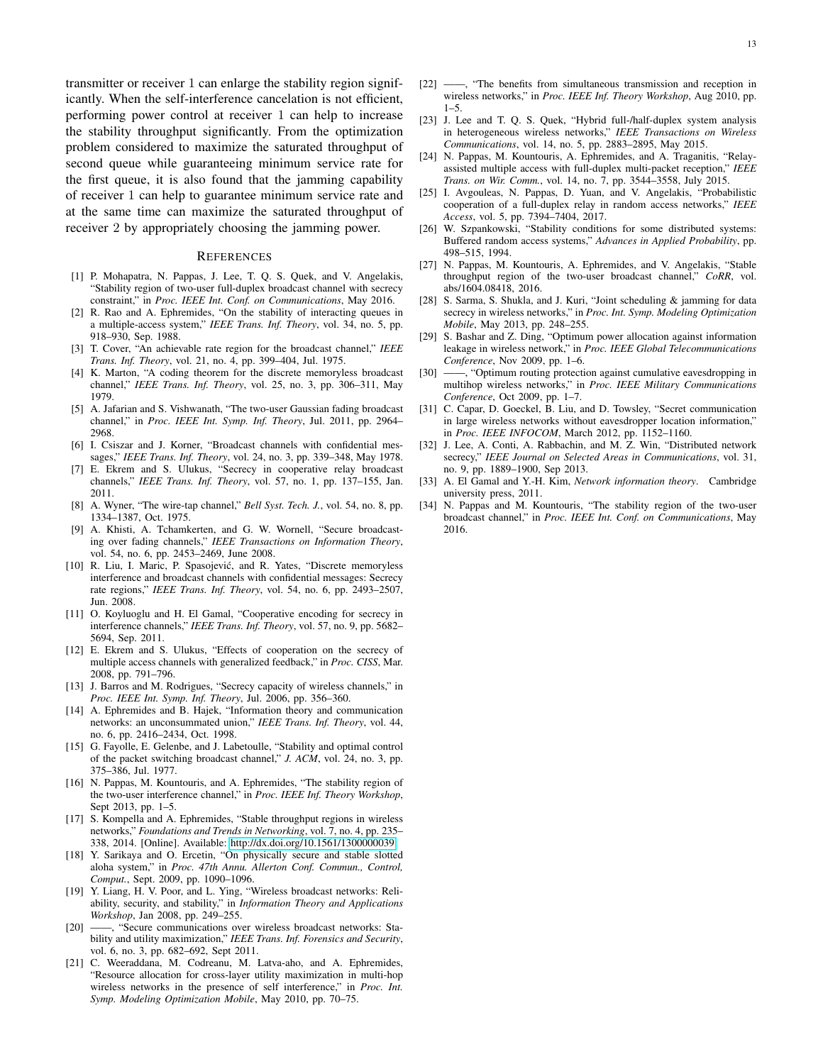transmitter or receiver 1 can enlarge the stability region significantly. When the self-interference cancelation is not efficient, performing power control at receiver 1 can help to increase the stability throughput significantly. From the optimization problem considered to maximize the saturated throughput of second queue while guaranteeing minimum service rate for the first queue, it is also found that the jamming capability of receiver 1 can help to guarantee minimum service rate and at the same time can maximize the saturated throughput of receiver 2 by appropriately choosing the jamming power.

## REFERENCES

[1] P. Mohapatra, N. Pappas, J. Lee, T. Q. S. Quek, and V. Angelakis, "Stability region of two-user full-duplex broadcast channel with secrecy constraint," in *Proc. IEEE Int. Conf. on Communications*, May 2016.

[2] R. Rao and A. Ephremides, "On the stability of interacting queues in a multiple-access system," *IEEE Trans. Inf. Theory*, vol. 34, no. 5, pp. 918–930, Sep. 1988.

[3] T. Cover, "An achievable rate region for the broadcast channel," *IEEE Trans. Inf. Theory*, vol. 21, no. 4, pp. 399–404, Jul. 1975.

[4] K. Marton, "A coding theorem for the discrete memoryless broadcast channel," *IEEE Trans. Inf. Theory*, vol. 25, no. 3, pp. 306–311, May 1979.

[5] A. Jafarian and S. Vishwanath, "The two-user Gaussian fading broadcast channel," in *Proc. IEEE Int. Symp. Inf. Theory*, Jul. 2011, pp. 2964–2968.

[6] I. Csiszar and J. Korner, "Broadcast channels with confidential messages," *IEEE Trans. Inf. Theory*, vol. 24, no. 3, pp. 339–348, May 1978.

[7] E. Ekrem and S. Ulukus, "Secrecy in cooperative relay broadcast channels," *IEEE Trans. Inf. Theory*, vol. 57, no. 1, pp. 137–155, Jan. 2011.

[8] A. Wyner, "The wire-tap channel," *Bell Syst. Tech. J.*, vol. 54, no. 8, pp. 1334–1387, Oct. 1975.

[9] A. Khisti, A. Tchamkerten, and G. W. Wornell, "Secure broadcasting over fading channels," *IEEE Transactions on Information Theory*, vol. 54, no. 6, pp. 2453–2469, June 2008.

[10] R. Liu, I. Maric, P. Spasojević, and R. Yates, "Discrete memoryless interference and broadcast channels with confidential messages: Secrecy rate regions," *IEEE Trans. Inf. Theory*, vol. 54, no. 6, pp. 2493–2507, Jun. 2008.

[11] O. Koyluoglu and H. El Gamal, "Cooperative encoding for secrecy in interference channels," *IEEE Trans. Inf. Theory*, vol. 57, no. 9, pp. 5682–5694, Sep. 2011.

[12] E. Ekrem and S. Ulukus, "Effects of cooperation on the secrecy of multiple access channels with generalized feedback," in *Proc. CISS*, Mar. 2008, pp. 791–796.

[13] J. Barros and M. Rodrigues, "Secrecy capacity of wireless channels," in *Proc. IEEE Int. Symp. Inf. Theory*, Jul. 2006, pp. 356–360.

[14] A. Ephremides and B. Hajek, "Information theory and communication networks: an unconsummated union," *IEEE Trans. Inf. Theory*, vol. 44, no. 6, pp. 2416–2434, Oct. 1998.

[15] G. Fayolle, E. Gelenbe, and J. Labetoulle, "Stability and optimal control of the packet switching broadcast channel," *J. ACM*, vol. 24, no. 3, pp. 375–386, Jul. 1977.

[16] N. Pappas, M. Kountouris, and A. Ephremides, "The stability region of the two-user interference channel," in *Proc. IEEE Inf. Theory Workshop*, Sept 2013, pp. 1–5.

[17] S. Kompella and A. Ephremides, "Stable throughput regions in wireless networks," *Foundations and Trends in Networking*, vol. 7, no. 4, pp. 235–338, 2014. [Online]. Available: http://dx.doi.org/10.1561/1300000039

[18] Y. Sarikaya and O. Ercetin, "On physically secure and stable slotted aloha system," in *Proc. 47th Annu. Allerton Conf. Commun., Control, Comput.*, Sept. 2009, pp. 1090–1096.

[19] Y. Liang, H. V. Poor, and L. Ying, "Wireless broadcast networks: Reliability, security, and stability," in *Information Theory and Applications Workshop*, Jan 2008, pp. 249–255.

[20] ——, "Secure communications over wireless broadcast networks: Stability and utility maximization," *IEEE Trans. Inf. Forensics and Security*, vol. 6, no. 3, pp. 682–692, Sept 2011.

[21] C. Weeraddana, M. Codreanu, M. Latva-aho, and A. Ephremides, "Resource allocation for cross-layer utility maximization in multi-hop wireless networks in the presence of self interference," in *Proc. Int. Symp. Modeling Optimization Mobile*, May 2010, pp. 70–75.

[22] ——, "The benefits from simultaneous transmission and reception in wireless networks," in *Proc. IEEE Inf. Theory Workshop*, Aug 2010, pp. 1–5.

[23] J. Lee and T. Q. S. Quek, "Hybrid full-/half-duplex system analysis in heterogeneous wireless networks," *IEEE Transactions on Wireless Communications*, vol. 14, no. 5, pp. 2883–2895, May 2015.

[24] N. Pappas, M. Kountouris, A. Ephremides, and A. Traganitis, "Relay-assisted multiple access with full-duplex multi-packet reception," *IEEE Trans. on Wir. Comm.*, vol. 14, no. 7, pp. 3544–3558, July 2015.

[25] I. Avgouleas, N. Pappas, D. Yuan, and V. Angelakis, "Probabilistic cooperation of a full-duplex relay in random access networks," *IEEE Access*, vol. 5, pp. 7394–7404, 2017.

[26] W. Szpankowski, "Stability conditions for some distributed systems: Buffered random access systems," *Advances in Applied Probability*, pp. 498–515, 1994.

[27] N. Pappas, M. Kountouris, A. Ephremides, and V. Angelakis, "Stable throughput region of the two-user broadcast channel," *CoRR*, vol. abs/1604.08418, 2016.

[28] S. Sarma, S. Shukla, and J. Kuri, "Joint scheduling & jamming for data secrecy in wireless networks," in *Proc. Int. Symp. Modeling Optimization Mobile*, May 2013, pp. 248–255.

[29] S. Bashar and Z. Ding, "Optimum power allocation against information leakage in wireless network," in *Proc. IEEE Global Telecommunications Conference*, Nov 2009, pp. 1–6.

[30] ——, "Optimum routing protection against cumulative eavesdropping in multihop wireless networks," in *Proc. IEEE Military Communications Conference*, Oct 2009, pp. 1–7.

[31] C. Capar, D. Goeckel, B. Liu, and D. Towsley, "Secret communication in large wireless networks without eavesdropper location information," in *Proc. IEEE INFOCOM*, March 2012, pp. 1152–1160.

[32] J. Lee, A. Conti, A. Rabbachin, and M. Z. Win, "Distributed network secrecy," *IEEE Journal on Selected Areas in Communications*, vol. 31, no. 9, pp. 1889–1900, Sep 2013.

[33] A. El Gamal and Y.-H. Kim, *Network information theory*. Cambridge university press, 2011.

[34] N. Pappas and M. Kountouris, "The stability region of the two-user broadcast channel," in *Proc. IEEE Int. Conf. on Communications*, May 2016.